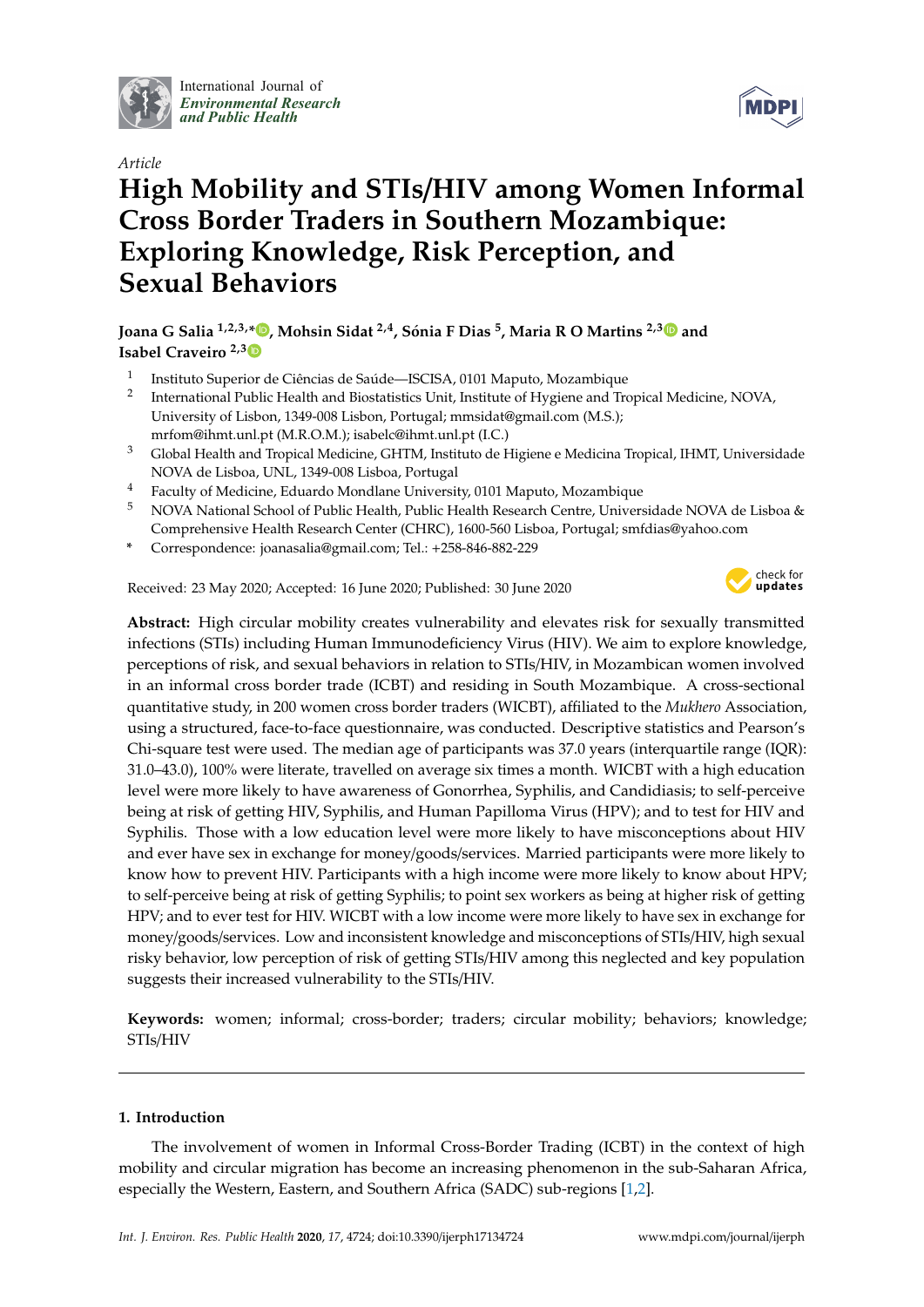*Article*

# High Mobility and STIs/HIV among Women Informal Cross Border Traders in Southern Mozambique: Exploring Knowledge, Risk Perception, and Sexual Behaviors

**Joana G Salia [1,2,3,*], Mohsin Sidat [2,4], Sónia F Dias [5], Maria R O Martins [2,3] and Isabel Craveiro [2,3]**

1. Instituto Superior de Ciências de Saúde—ISCISA, 0101 Maputo, Mozambique
2. International Public Health and Biostatistics Unit, Institute of Hygiene and Tropical Medicine, NOVA, University of Lisbon, 1349-008 Lisbon, Portugal; mmsidat@gmail.com (M.S.); mrfom@ihmt.unl.pt (M.R.O.M.); isabelc@ihmt.unl.pt (I.C.)
3. Global Health and Tropical Medicine, GHTM, Instituto de Higiene e Medicina Tropical, IHMT, Universidade NOVA de Lisboa, UNL, 1349-008 Lisboa, Portugal
4. Faculty of Medicine, Eduardo Mondlane University, 0101 Maputo, Mozambique
5. NOVA National School of Public Health, Public Health Research Centre, Universidade NOVA de Lisboa & Comprehensive Health Research Center (CHRC), 1600-560 Lisboa, Portugal; smfdias@yahoo.com

\* Correspondence: joanasalia@gmail.com; Tel.: +258-846-882-229

Received: 23 May 2020; Accepted: 16 June 2020; Published: 30 June 2020

**Abstract:** High circular mobility creates vulnerability and elevates risk for sexually transmitted infections (STIs) including Human Immunodeficiency Virus (HIV). We aim to explore knowledge, perceptions of risk, and sexual behaviors in relation to STIs/HIV, in Mozambican women involved in an informal cross border trade (ICBT) and residing in South Mozambique. A cross-sectional quantitative study, in 200 women cross border traders (WICBT), affiliated to the *Mukhero* Association, using a structured, face-to-face questionnaire, was conducted. Descriptive statistics and Pearson's Chi-square test were used. The median age of participants was 37.0 years (interquartile range (IQR): 31.0–43.0), 100% were literate, travelled on average six times a month. WICBT with a high education level were more likely to have awareness of Gonorrhea, Syphilis, and Candidiasis; to self-perceive being at risk of getting HIV, Syphilis, and Human Papilloma Virus (HPV); and to test for HIV and Syphilis. Those with a low education level were more likely to have misconceptions about HIV and ever have sex in exchange for money/goods/services. Married participants were more likely to know how to prevent HIV. Participants with a high income were more likely to know about HPV; to self-perceive being at risk of getting Syphilis; to point sex workers as being at higher risk of getting HPV; and to ever test for HIV. WICBT with a low income were more likely to have sex in exchange for money/goods/services. Low and inconsistent knowledge and misconceptions of STIs/HIV, high sexual risky behavior, low perception of risk of getting STIs/HIV among this neglected and key population suggests their increased vulnerability to the STIs/HIV.

**Keywords:** women; informal; cross-border; traders; circular mobility; behaviors; knowledge; STIs/HIV

## 1. Introduction

The involvement of women in Informal Cross-Border Trading (ICBT) in the context of high mobility and circular migration has become an increasing phenomenon in the sub-Saharan Africa, especially the Western, Eastern, and Southern Africa (SADC) sub-regions [1,2].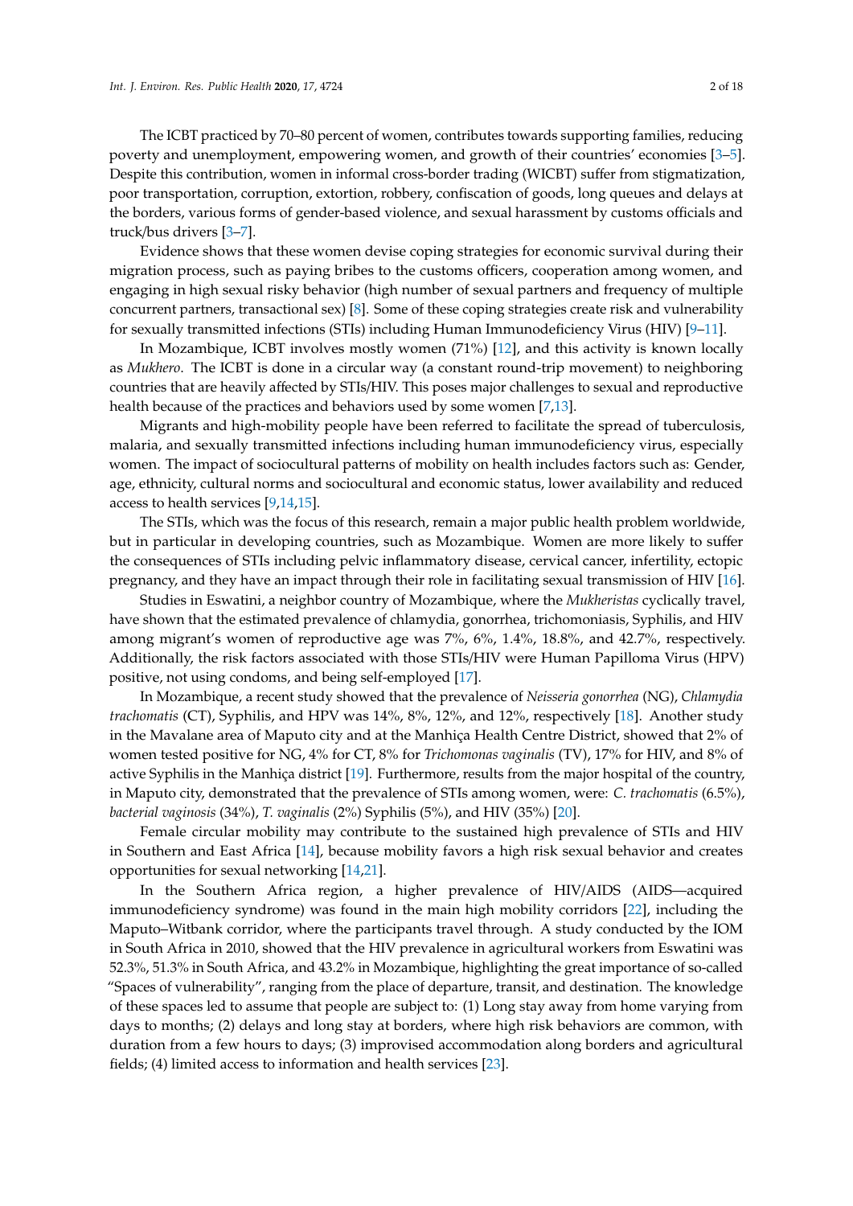The ICBT practiced by 70–80 percent of women, contributes towards supporting families, reducing poverty and unemployment, empowering women, and growth of their countries' economies [3–5]. Despite this contribution, women in informal cross-border trading (WICBT) suffer from stigmatization, poor transportation, corruption, extortion, robbery, confiscation of goods, long queues and delays at the borders, various forms of gender-based violence, and sexual harassment by customs officials and truck/bus drivers [3–7].

Evidence shows that these women devise coping strategies for economic survival during their migration process, such as paying bribes to the customs officers, cooperation among women, and engaging in high sexual risky behavior (high number of sexual partners and frequency of multiple concurrent partners, transactional sex) [8]. Some of these coping strategies create risk and vulnerability for sexually transmitted infections (STIs) including Human Immunodeficiency Virus (HIV) [9–11].

In Mozambique, ICBT involves mostly women (71%) [12], and this activity is known locally as *Mukhero*. The ICBT is done in a circular way (a constant round-trip movement) to neighboring countries that are heavily affected by STIs/HIV. This poses major challenges to sexual and reproductive health because of the practices and behaviors used by some women [7,13].

Migrants and high-mobility people have been referred to facilitate the spread of tuberculosis, malaria, and sexually transmitted infections including human immunodeficiency virus, especially women. The impact of sociocultural patterns of mobility on health includes factors such as: Gender, age, ethnicity, cultural norms and sociocultural and economic status, lower availability and reduced access to health services [9,14,15].

The STIs, which was the focus of this research, remain a major public health problem worldwide, but in particular in developing countries, such as Mozambique. Women are more likely to suffer the consequences of STIs including pelvic inflammatory disease, cervical cancer, infertility, ectopic pregnancy, and they have an impact through their role in facilitating sexual transmission of HIV [16].

Studies in Eswatini, a neighbor country of Mozambique, where the *Mukheristas* cyclically travel, have shown that the estimated prevalence of chlamydia, gonorrhea, trichomoniasis, Syphilis, and HIV among migrant's women of reproductive age was 7%, 6%, 1.4%, 18.8%, and 42.7%, respectively. Additionally, the risk factors associated with those STIs/HIV were Human Papilloma Virus (HPV) positive, not using condoms, and being self-employed [17].

In Mozambique, a recent study showed that the prevalence of *Neisseria gonorrhea* (NG), *Chlamydia trachomatis* (CT), Syphilis, and HPV was 14%, 8%, 12%, and 12%, respectively [18]. Another study in the Mavalane area of Maputo city and at the Manhiça Health Centre District, showed that 2% of women tested positive for NG, 4% for CT, 8% for *Trichomonas vaginalis* (TV), 17% for HIV, and 8% of active Syphilis in the Manhiça district [19]. Furthermore, results from the major hospital of the country, in Maputo city, demonstrated that the prevalence of STIs among women, were: *C. trachomatis* (6.5%), *bacterial vaginosis* (34%), *T. vaginalis* (2%) Syphilis (5%), and HIV (35%) [20].

Female circular mobility may contribute to the sustained high prevalence of STIs and HIV in Southern and East Africa [14], because mobility favors a high risk sexual behavior and creates opportunities for sexual networking [14,21].

In the Southern Africa region, a higher prevalence of HIV/AIDS (AIDS—acquired immunodeficiency syndrome) was found in the main high mobility corridors [22], including the Maputo–Witbank corridor, where the participants travel through. A study conducted by the IOM in South Africa in 2010, showed that the HIV prevalence in agricultural workers from Eswatini was 52.3%, 51.3% in South Africa, and 43.2% in Mozambique, highlighting the great importance of so-called "Spaces of vulnerability", ranging from the place of departure, transit, and destination. The knowledge of these spaces led to assume that people are subject to: (1) Long stay away from home varying from days to months; (2) delays and long stay at borders, where high risk behaviors are common, with duration from a few hours to days; (3) improvised accommodation along borders and agricultural fields; (4) limited access to information and health services [23].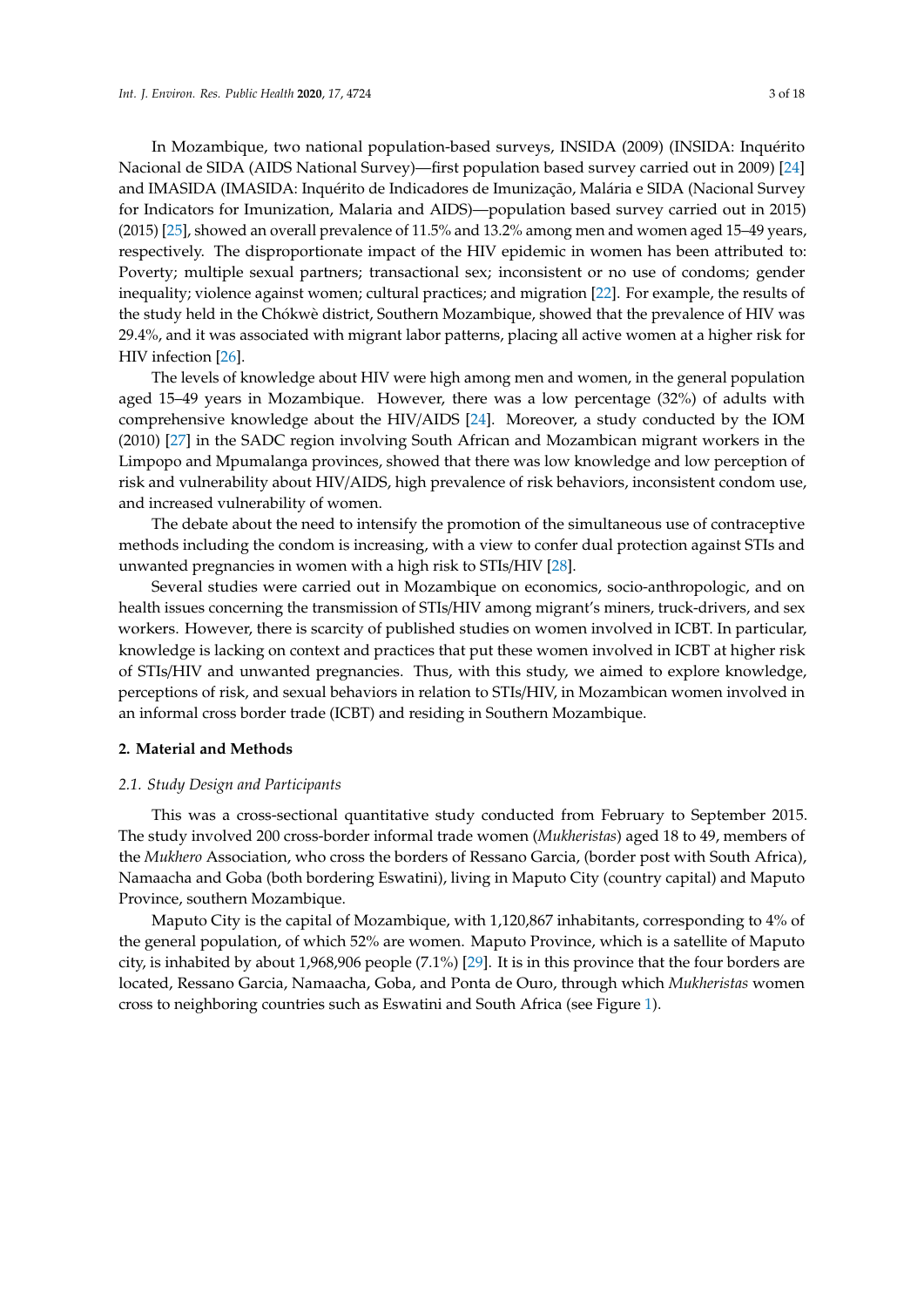In Mozambique, two national population-based surveys, INSIDA (2009) (INSIDA: Inquérito Nacional de SIDA (AIDS National Survey)—first population based survey carried out in 2009) [24] and IMASIDA (IMASIDA: Inquérito de Indicadores de Imunização, Malária e SIDA (Nacional Survey for Indicators for Imunization, Malaria and AIDS)—population based survey carried out in 2015) (2015) [25], showed an overall prevalence of 11.5% and 13.2% among men and women aged 15–49 years, respectively. The disproportionate impact of the HIV epidemic in women has been attributed to: Poverty; multiple sexual partners; transactional sex; inconsistent or no use of condoms; gender inequality; violence against women; cultural practices; and migration [22]. For example, the results of the study held in the Chókwè district, Southern Mozambique, showed that the prevalence of HIV was 29.4%, and it was associated with migrant labor patterns, placing all active women at a higher risk for HIV infection [26].

The levels of knowledge about HIV were high among men and women, in the general population aged 15–49 years in Mozambique. However, there was a low percentage (32%) of adults with comprehensive knowledge about the HIV/AIDS [24]. Moreover, a study conducted by the IOM (2010) [27] in the SADC region involving South African and Mozambican migrant workers in the Limpopo and Mpumalanga provinces, showed that there was low knowledge and low perception of risk and vulnerability about HIV/AIDS, high prevalence of risk behaviors, inconsistent condom use, and increased vulnerability of women.

The debate about the need to intensify the promotion of the simultaneous use of contraceptive methods including the condom is increasing, with a view to confer dual protection against STIs and unwanted pregnancies in women with a high risk to STIs/HIV [28].

Several studies were carried out in Mozambique on economics, socio-anthropologic, and on health issues concerning the transmission of STIs/HIV among migrant's miners, truck-drivers, and sex workers. However, there is scarcity of published studies on women involved in ICBT. In particular, knowledge is lacking on context and practices that put these women involved in ICBT at higher risk of STIs/HIV and unwanted pregnancies. Thus, with this study, we aimed to explore knowledge, perceptions of risk, and sexual behaviors in relation to STIs/HIV, in Mozambican women involved in an informal cross border trade (ICBT) and residing in Southern Mozambique.

## 2. Material and Methods

### 2.1. Study Design and Participants

This was a cross-sectional quantitative study conducted from February to September 2015. The study involved 200 cross-border informal trade women (*Mukheristas*) aged 18 to 49, members of the *Mukhero* Association, who cross the borders of Ressano Garcia, (border post with South Africa), Namaacha and Goba (both bordering Eswatini), living in Maputo City (country capital) and Maputo Province, southern Mozambique.

Maputo City is the capital of Mozambique, with 1,120,867 inhabitants, corresponding to 4% of the general population, of which 52% are women. Maputo Province, which is a satellite of Maputo city, is inhabited by about 1,968,906 people (7.1%) [29]. It is in this province that the four borders are located, Ressano Garcia, Namaacha, Goba, and Ponta de Ouro, through which *Mukheristas* women cross to neighboring countries such as Eswatini and South Africa (see Figure 1).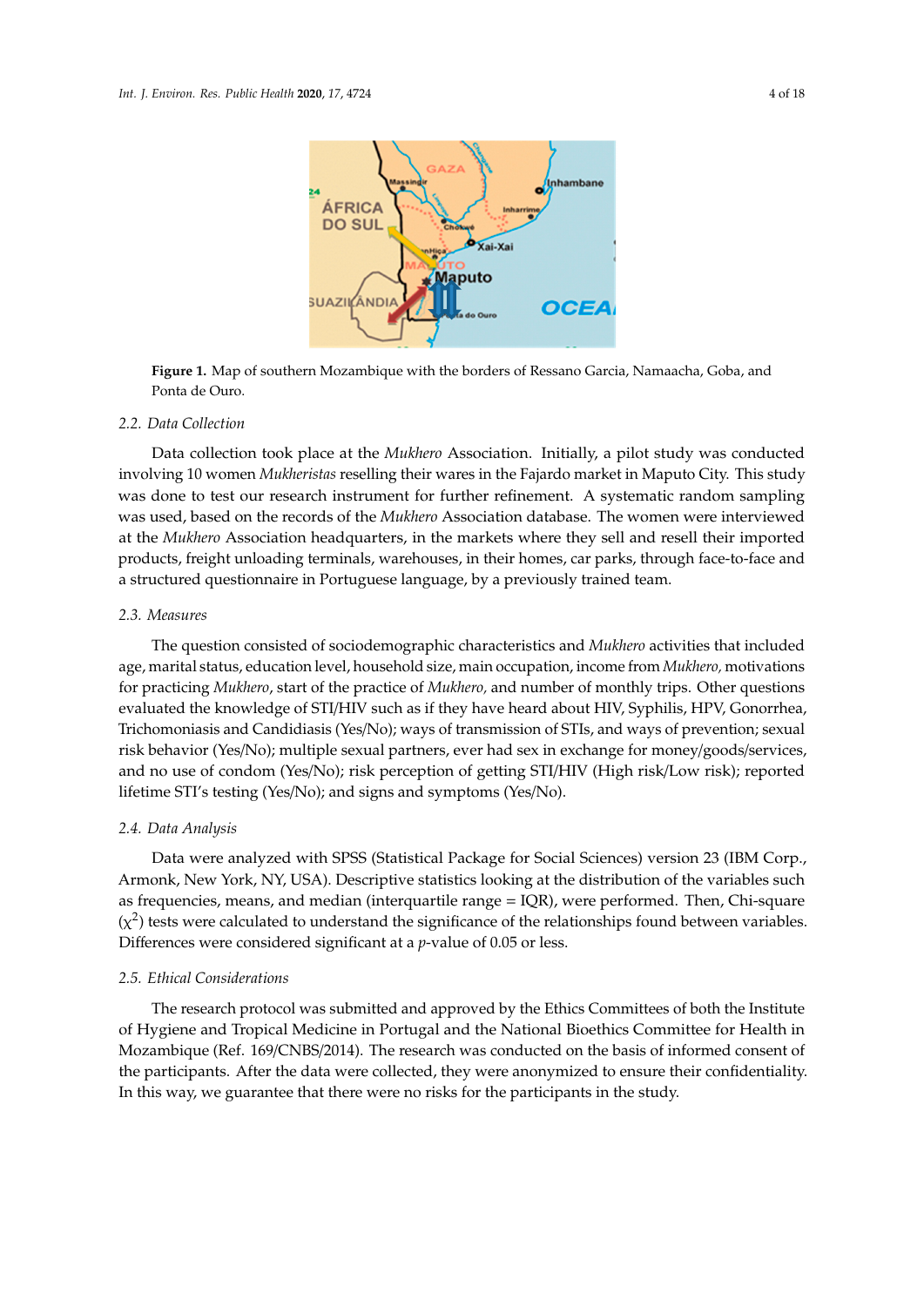Figure 1. Map of southern Mozambique with the borders of Ressano Garcia, Namaacha, Goba, and Ponta de Ouro.

### 2.2. Data Collection

Data collection took place at the *Mukhero* Association. Initially, a pilot study was conducted involving 10 women *Mukheristas* reselling their wares in the Fajardo market in Maputo City. This study was done to test our research instrument for further refinement. A systematic random sampling was used, based on the records of the *Mukhero* Association database. The women were interviewed at the *Mukhero* Association headquarters, in the markets where they sell and resell their imported products, freight unloading terminals, warehouses, in their homes, car parks, through face-to-face and a structured questionnaire in Portuguese language, by a previously trained team.

### 2.3. Measures

The question consisted of sociodemographic characteristics and *Mukhero* activities that included age, marital status, education level, household size, main occupation, income from *Mukhero,* motivations for practicing *Mukhero*, start of the practice of *Mukhero,* and number of monthly trips. Other questions evaluated the knowledge of STI/HIV such as if they have heard about HIV, Syphilis, HPV, Gonorrhea, Trichomoniasis and Candidiasis (Yes/No); ways of transmission of STIs, and ways of prevention; sexual risk behavior (Yes/No); multiple sexual partners, ever had sex in exchange for money/goods/services, and no use of condom (Yes/No); risk perception of getting STI/HIV (High risk/Low risk); reported lifetime STI's testing (Yes/No); and signs and symptoms (Yes/No).

### 2.4. Data Analysis

Data were analyzed with SPSS (Statistical Package for Social Sciences) version 23 (IBM Corp., Armonk, New York, NY, USA). Descriptive statistics looking at the distribution of the variables such as frequencies, means, and median (interquartile range = IQR), were performed. Then, Chi-square ($\chi^2$) tests were calculated to understand the significance of the relationships found between variables. Differences were considered significant at a $p$-value of 0.05 or less.

### 2.5. Ethical Considerations

The research protocol was submitted and approved by the Ethics Committees of both the Institute of Hygiene and Tropical Medicine in Portugal and the National Bioethics Committee for Health in Mozambique (Ref. 169/CNBS/2014). The research was conducted on the basis of informed consent of the participants. After the data were collected, they were anonymized to ensure their confidentiality. In this way, we guarantee that there were no risks for the participants in the study.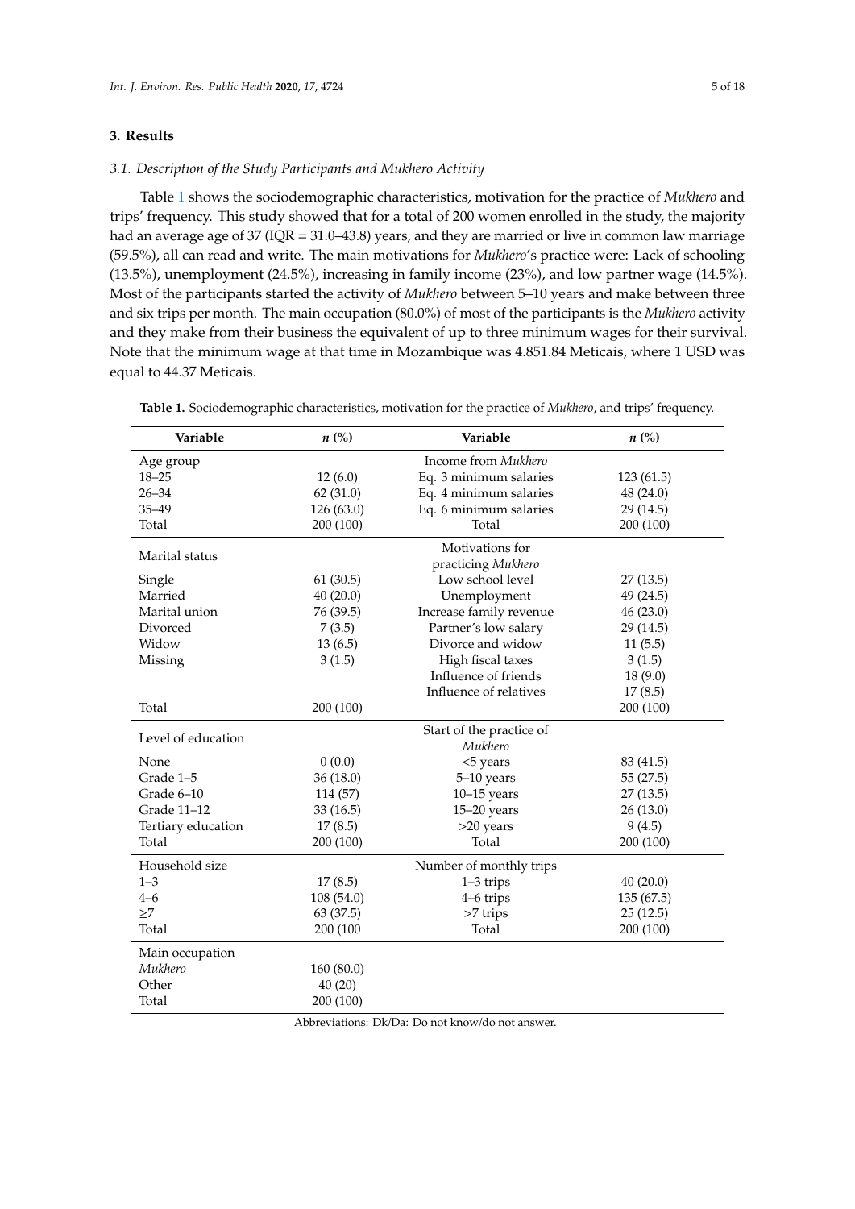## 3. Results

### 3.1. Description of the Study Participants and *Mukhero* Activity

Table 1 shows the sociodemographic characteristics, motivation for the practice of *Mukhero* and trips' frequency. This study showed that for a total of 200 women enrolled in the study, the majority had an average age of 37 (IQR = 31.0–43.8) years, and they are married or live in common law marriage (59.5%), all can read and write. The main motivations for *Mukhero*'s practice were: Lack of schooling (13.5%), unemployment (24.5%), increasing in family income (23%), and low partner wage (14.5%). Most of the participants started the activity of *Mukhero* between 5–10 years and make between three and six trips per month. The main occupation (80.0%) of most of the participants is the *Mukhero* activity and they make from their business the equivalent of up to three minimum wages for their survival. Note that the minimum wage at that time in Mozambique was 4.851.84 Meticais, where 1 USD was equal to 44.37 Meticais.

**Table 1.** Sociodemographic characteristics, motivation for the practice of *Mukhero*, and trips' frequency.

| Variable | *n* (%) | Variable | *n* (%) |
|---|---|---|---|
| Age group | | Income from *Mukhero* | |
| 18–25 | 12 (6.0) | Eq. 3 minimum salaries | 123 (61.5) |
| 26–34 | 62 (31.0) | Eq. 4 minimum salaries | 48 (24.0) |
| 35–49 | 126 (63.0) | Eq. 6 minimum salaries | 29 (14.5) |
| Total | 200 (100) | Total | 200 (100) |
| Marital status | | Motivations for practicing *Mukhero* | |
| Single | 61 (30.5) | Low school level | 27 (13.5) |
| Married | 40 (20.0) | Unemployment | 49 (24.5) |
| Marital union | 76 (39.5) | Increase family revenue | 46 (23.0) |
| Divorced | 7 (3.5) | Partner's low salary | 29 (14.5) |
| Widow | 13 (6.5) | Divorce and widow | 11 (5.5) |
| Missing | 3 (1.5) | High fiscal taxes | 3 (1.5) |
| | | Influence of friends | 18 (9.0) |
| | | Influence of relatives | 17 (8.5) |
| Total | 200 (100) | | 200 (100) |
| Level of education | | Start of the practice of *Mukhero* | |
| None | 0 (0.0) | <5 years | 83 (41.5) |
| Grade 1–5 | 36 (18.0) | 5–10 years | 55 (27.5) |
| Grade 6–10 | 114 (57) | 10–15 years | 27 (13.5) |
| Grade 11–12 | 33 (16.5) | 15–20 years | 26 (13.0) |
| Tertiary education | 17 (8.5) | >20 years | 9 (4.5) |
| Total | 200 (100) | Total | 200 (100) |
| Household size | | Number of monthly trips | |
| 1–3 | 17 (8.5) | 1–3 trips | 40 (20.0) |
| 4–6 | 108 (54.0) | 4–6 trips | 135 (67.5) |
| ≥7 | 63 (37.5) | >7 trips | 25 (12.5) |
| Total | 200 (100 | Total | 200 (100) |
| Main occupation | | | |
| *Mukhero* | 160 (80.0) | | |
| Other | 40 (20) | | |
| Total | 200 (100) | | |

Abbreviations: Dk/Da: Do not know/do not answer.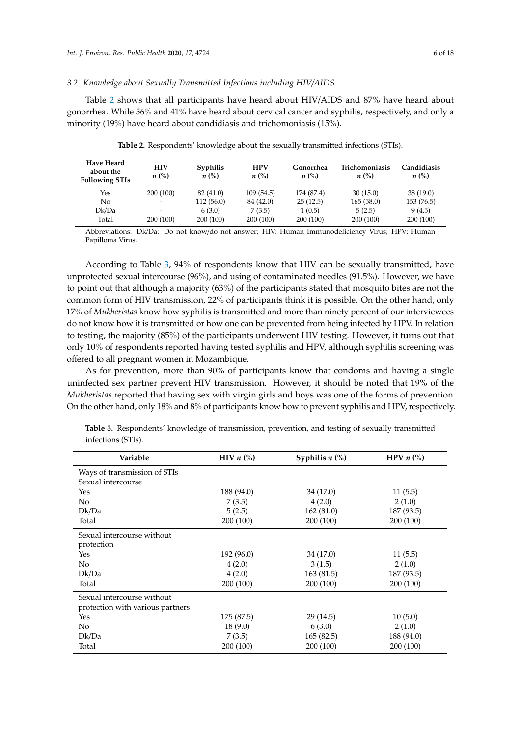### 3.2. Knowledge about Sexually Transmitted Infections including HIV/AIDS

Table 2 shows that all participants have heard about HIV/AIDS and 87% have heard about gonorrhea. While 56% and 41% have heard about cervical cancer and syphilis, respectively, and only a minority (19%) have heard about candidiasis and trichomoniasis (15%).

**Table 2.** Respondents' knowledge about the sexually transmitted infections (STIs).

| Have Heard about the Following STIs | HIV *n* (%) | Syphilis *n* (%) | HPV *n* (%) | Gonorrhea *n* (%) | Trichomoniasis *n* (%) | Candidiasis *n* (%) |
|---|---|---|---|---|---|---|
| Yes | 200 (100) | 82 (41.0) | 109 (54.5) | 174 (87.4) | 30 (15.0) | 38 (19.0) |
| No | - | 112 (56.0) | 84 (42.0) | 25 (12.5) | 165 (58.0) | 153 (76.5) |
| Dk/Da | - | 6 (3.0) | 7 (3.5) | 1 (0.5) | 5 (2.5) | 9 (4.5) |
| Total | 200 (100) | 200 (100) | 200 (100) | 200 (100) | 200 (100) | 200 (100) |

Abbreviations: Dk/Da: Do not know/do not answer; HIV: Human Immunodeficiency Virus; HPV: Human Papilloma Virus.

According to Table 3, 94% of respondents know that HIV can be sexually transmitted, have unprotected sexual intercourse (96%), and using of contaminated needles (91.5%). However, we have to point out that although a majority (63%) of the participants stated that mosquito bites are not the common form of HIV transmission, 22% of participants think it is possible. On the other hand, only 17% of *Mukheristas* know how syphilis is transmitted and more than ninety percent of our interviewees do not know how it is transmitted or how one can be prevented from being infected by HPV. In relation to testing, the majority (85%) of the participants underwent HIV testing. However, it turns out that only 10% of respondents reported having tested syphilis and HPV, although syphilis screening was offered to all pregnant women in Mozambique.

As for prevention, more than 90% of participants know that condoms and having a single uninfected sex partner prevent HIV transmission. However, it should be noted that 19% of the *Mukheristas* reported that having sex with virgin girls and boys was one of the forms of prevention. On the other hand, only 18% and 8% of participants know how to prevent syphilis and HPV, respectively.

**Table 3.** Respondents' knowledge of transmission, prevention, and testing of sexually transmitted infections (STIs).

| Variable | HIV *n* (%) | Syphilis *n* (%) | HPV *n* (%) |
|---|---|---|---|
| Ways of transmission of STIs | | | |
| Sexual intercourse | | | |
| Yes | 188 (94.0) | 34 (17.0) | 11 (5.5) |
| No | 7 (3.5) | 4 (2.0) | 2 (1.0) |
| Dk/Da | 5 (2.5) | 162 (81.0) | 187 (93.5) |
| Total | 200 (100) | 200 (100) | 200 (100) |
| Sexual intercourse without protection | | | |
| Yes | 192 (96.0) | 34 (17.0) | 11 (5.5) |
| No | 4 (2.0) | 3 (1.5) | 2 (1.0) |
| Dk/Da | 4 (2.0) | 163 (81.5) | 187 (93.5) |
| Total | 200 (100) | 200 (100) | 200 (100) |
| Sexual intercourse without protection with various partners | | | |
| Yes | 175 (87.5) | 29 (14.5) | 10 (5.0) |
| No | 18 (9.0) | 6 (3.0) | 2 (1.0) |
| Dk/Da | 7 (3.5) | 165 (82.5) | 188 (94.0) |
| Total | 200 (100) | 200 (100) | 200 (100) |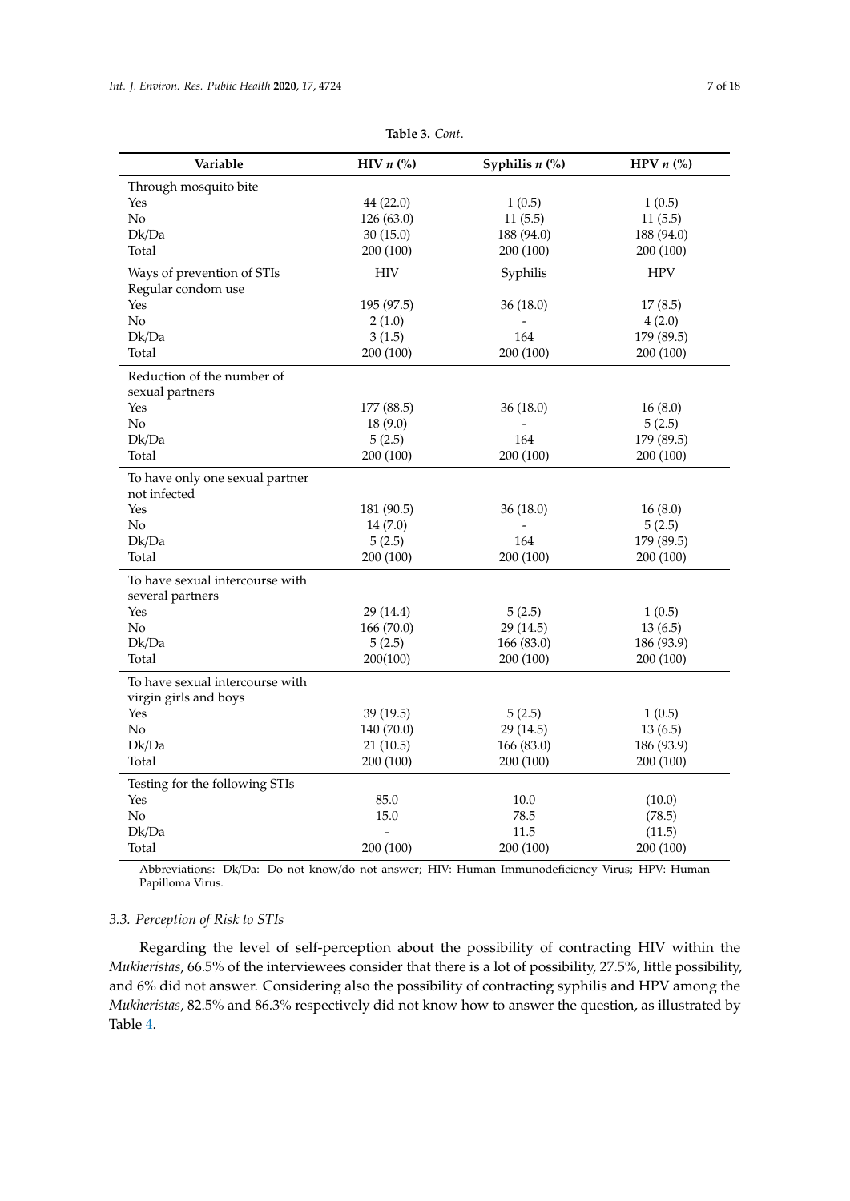**Table 3.** *Cont*.

| Variable | HIV *n* (%) | Syphilis *n* (%) | HPV *n* (%) |
|---|---|---|---|
| Through mosquito bite | | | |
| Yes | 44 (22.0) | 1 (0.5) | 1 (0.5) |
| No | 126 (63.0) | 11 (5.5) | 11 (5.5) |
| Dk/Da | 30 (15.0) | 188 (94.0) | 188 (94.0) |
| Total | 200 (100) | 200 (100) | 200 (100) |
| Ways of prevention of STIs | HIV | Syphilis | HPV |
| Regular condom use | | | |
| Yes | 195 (97.5) | 36 (18.0) | 17 (8.5) |
| No | 2 (1.0) | - | 4 (2.0) |
| Dk/Da | 3 (1.5) | 164 | 179 (89.5) |
| Total | 200 (100) | 200 (100) | 200 (100) |
| Reduction of the number of sexual partners | | | |
| Yes | 177 (88.5) | 36 (18.0) | 16 (8.0) |
| No | 18 (9.0) | - | 5 (2.5) |
| Dk/Da | 5 (2.5) | 164 | 179 (89.5) |
| Total | 200 (100) | 200 (100) | 200 (100) |
| To have only one sexual partner not infected | | | |
| Yes | 181 (90.5) | 36 (18.0) | 16 (8.0) |
| No | 14 (7.0) | - | 5 (2.5) |
| Dk/Da | 5 (2.5) | 164 | 179 (89.5) |
| Total | 200 (100) | 200 (100) | 200 (100) |
| To have sexual intercourse with several partners | | | |
| Yes | 29 (14.4) | 5 (2.5) | 1 (0.5) |
| No | 166 (70.0) | 29 (14.5) | 13 (6.5) |
| Dk/Da | 5 (2.5) | 166 (83.0) | 186 (93.9) |
| Total | 200(100) | 200 (100) | 200 (100) |
| To have sexual intercourse with virgin girls and boys | | | |
| Yes | 39 (19.5) | 5 (2.5) | 1 (0.5) |
| No | 140 (70.0) | 29 (14.5) | 13 (6.5) |
| Dk/Da | 21 (10.5) | 166 (83.0) | 186 (93.9) |
| Total | 200 (100) | 200 (100) | 200 (100) |
| Testing for the following STIs | | | |
| Yes | 85.0 | 10.0 | (10.0) |
| No | 15.0 | 78.5 | (78.5) |
| Dk/Da | - | 11.5 | (11.5) |
| Total | 200 (100) | 200 (100) | 200 (100) |

Abbreviations: Dk/Da: Do not know/do not answer; HIV: Human Immunodeficiency Virus; HPV: Human Papilloma Virus.

### *3.3. Perception of Risk to STIs*

Regarding the level of self-perception about the possibility of contracting HIV within the *Mukheristas*, 66.5% of the interviewees consider that there is a lot of possibility, 27.5%, little possibility, and 6% did not answer. Considering also the possibility of contracting syphilis and HPV among the *Mukheristas*, 82.5% and 86.3% respectively did not know how to answer the question, as illustrated by Table 4.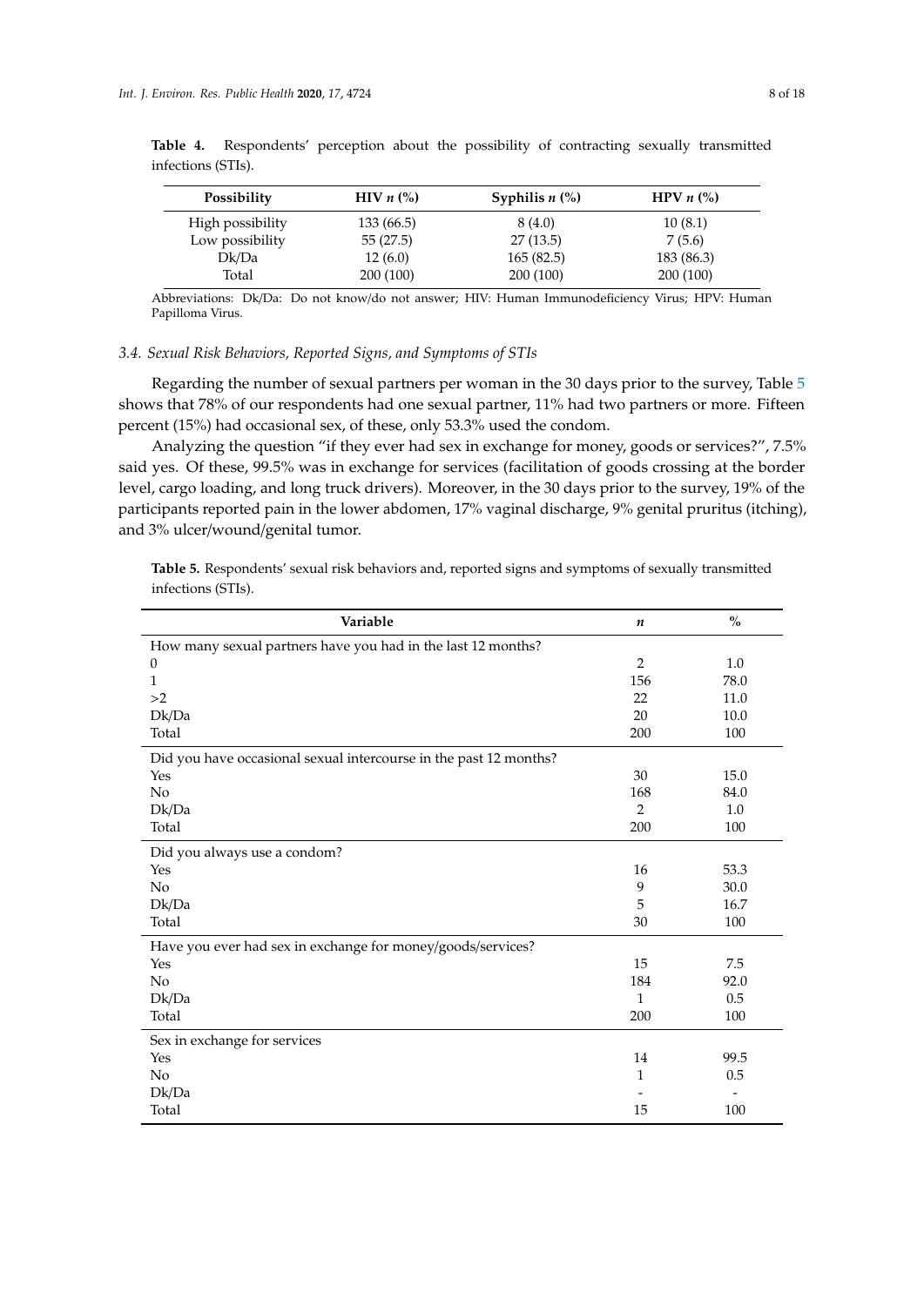**Table 4.** Respondents' perception about the possibility of contracting sexually transmitted infections (STIs).

| Possibility | HIV *n* (%) | Syphilis *n* (%) | HPV *n* (%) |
|---|---|---|---|
| High possibility | 133 (66.5) | 8 (4.0) | 10 (8.1) |
| Low possibility | 55 (27.5) | 27 (13.5) | 7 (5.6) |
| Dk/Da | 12 (6.0) | 165 (82.5) | 183 (86.3) |
| Total | 200 (100) | 200 (100) | 200 (100) |

Abbreviations: Dk/Da: Do not know/do not answer; HIV: Human Immunodeficiency Virus; HPV: Human Papilloma Virus.

### 3.4. Sexual Risk Behaviors, Reported Signs, and Symptoms of STIs

Regarding the number of sexual partners per woman in the 30 days prior to the survey, Table 5 shows that 78% of our respondents had one sexual partner, 11% had two partners or more. Fifteen percent (15%) had occasional sex, of these, only 53.3% used the condom.

Analyzing the question "if they ever had sex in exchange for money, goods or services?", 7.5% said yes. Of these, 99.5% was in exchange for services (facilitation of goods crossing at the border level, cargo loading, and long truck drivers). Moreover, in the 30 days prior to the survey, 19% of the participants reported pain in the lower abdomen, 17% vaginal discharge, 9% genital pruritus (itching), and 3% ulcer/wound/genital tumor.

**Table 5.** Respondents' sexual risk behaviors and, reported signs and symptoms of sexually transmitted infections (STIs).

| Variable | *n* | % |
|---|---|---|
| How many sexual partners have you had in the last 12 months? | | |
| 0 | 2 | 1.0 |
| 1 | 156 | 78.0 |
| >2 | 22 | 11.0 |
| Dk/Da | 20 | 10.0 |
| Total | 200 | 100 |
| Did you have occasional sexual intercourse in the past 12 months? | | |
| Yes | 30 | 15.0 |
| No | 168 | 84.0 |
| Dk/Da | 2 | 1.0 |
| Total | 200 | 100 |
| Did you always use a condom? | | |
| Yes | 16 | 53.3 |
| No | 9 | 30.0 |
| Dk/Da | 5 | 16.7 |
| Total | 30 | 100 |
| Have you ever had sex in exchange for money/goods/services? | | |
| Yes | 15 | 7.5 |
| No | 184 | 92.0 |
| Dk/Da | 1 | 0.5 |
| Total | 200 | 100 |
| Sex in exchange for services | | |
| Yes | 14 | 99.5 |
| No | 1 | 0.5 |
| Dk/Da | - | - |
| Total | 15 | 100 |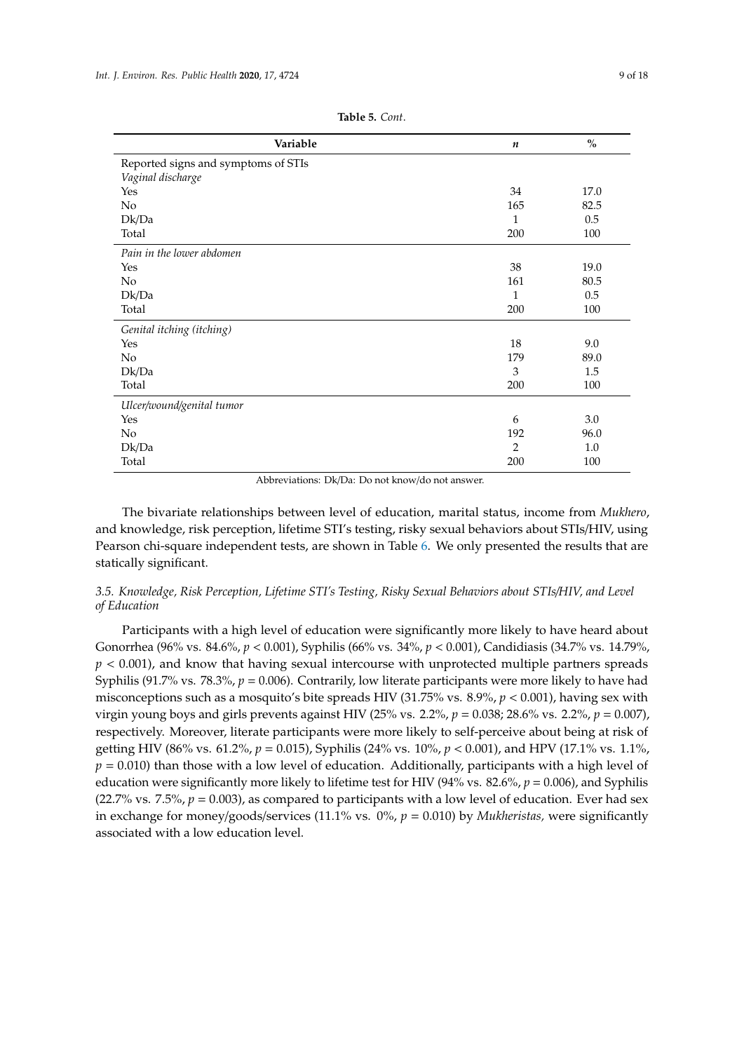**Table 5.** *Cont.*

| Variable | *n* | % |
|---|---|---|
| Reported signs and symptoms of STIs | | |
| *Vaginal discharge* | | |
| Yes | 34 | 17.0 |
| No | 165 | 82.5 |
| Dk/Da | 1 | 0.5 |
| Total | 200 | 100 |
| *Pain in the lower abdomen* | | |
| Yes | 38 | 19.0 |
| No | 161 | 80.5 |
| Dk/Da | 1 | 0.5 |
| Total | 200 | 100 |
| *Genital itching (itching)* | | |
| Yes | 18 | 9.0 |
| No | 179 | 89.0 |
| Dk/Da | 3 | 1.5 |
| Total | 200 | 100 |
| *Ulcer/wound/genital tumor* | | |
| Yes | 6 | 3.0 |
| No | 192 | 96.0 |
| Dk/Da | 2 | 1.0 |
| Total | 200 | 100 |

Abbreviations: Dk/Da: Do not know/do not answer.

The bivariate relationships between level of education, marital status, income from *Mukhero*, and knowledge, risk perception, lifetime STI's testing, risky sexual behaviors about STIs/HIV, using Pearson chi-square independent tests, are shown in Table 6. We only presented the results that are statically significant.

### 3.5. Knowledge, Risk Perception, Lifetime STI's Testing, Risky Sexual Behaviors about STIs/HIV, and Level of Education

Participants with a high level of education were significantly more likely to have heard about Gonorrhea (96% vs. 84.6%, $p < 0.001$), Syphilis (66% vs. 34%, $p < 0.001$), Candidiasis (34.7% vs. 14.79%, $p < 0.001$), and know that having sexual intercourse with unprotected multiple partners spreads Syphilis (91.7% vs. 78.3%, $p = 0.006$). Contrarily, low literate participants were more likely to have had misconceptions such as a mosquito's bite spreads HIV (31.75% vs. 8.9%, $p < 0.001$), having sex with virgin young boys and girls prevents against HIV (25% vs. 2.2%, $p = 0.038$; 28.6% vs. 2.2%, $p = 0.007$), respectively. Moreover, literate participants were more likely to self-perceive about being at risk of getting HIV (86% vs. 61.2%, $p = 0.015$), Syphilis (24% vs. 10%, $p < 0.001$), and HPV (17.1% vs. 1.1%, $p = 0.010$) than those with a low level of education. Additionally, participants with a high level of education were significantly more likely to lifetime test for HIV (94% vs. 82.6%, $p = 0.006$), and Syphilis (22.7% vs. 7.5%, $p = 0.003$), as compared to participants with a low level of education. Ever had sex in exchange for money/goods/services (11.1% vs. 0%, $p = 0.010$) by *Mukheristas,* were significantly associated with a low education level.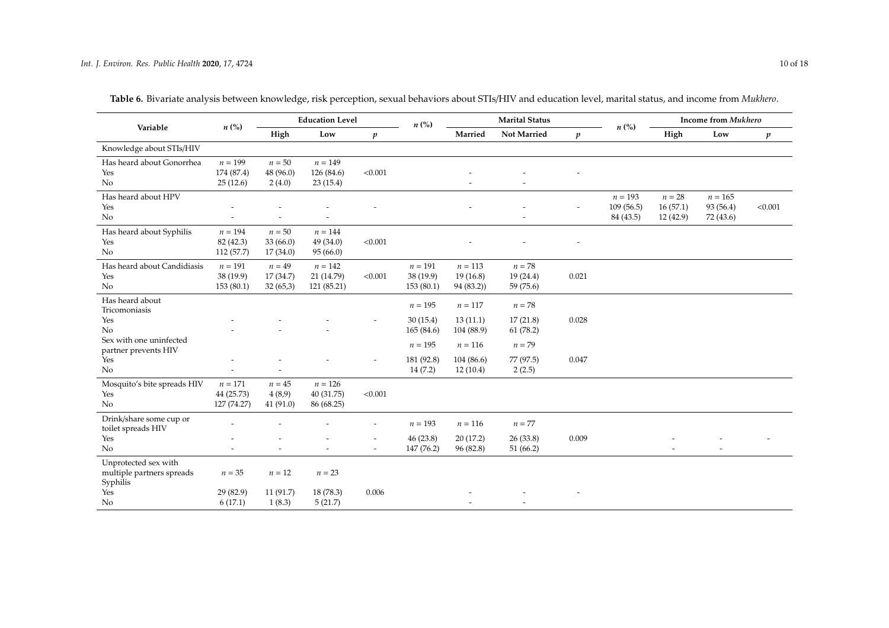**Table 6.** Bivariate analysis between knowledge, risk perception, sexual behaviors about STIs/HIV and education level, marital status, and income from *Mukhero*.

| Variable | n (%) | Education Level | | | n (%) | Marital Status | | | n (%) | Income from *Mukhero* | | |
|---|---|---|---|---|---|---|---|---|---|---|---|---|
| | | High | Low | p | | Married | Not Married | p | | High | Low | p |
| Knowledge about STIs/HIV | | | | | | | | | | | | |
| Has heard about Gonorrhea | $n = 199$ | $n = 50$ | $n = 149$ | | | | | | | | | |
| Yes | 174 (87.4) | 48 (96.0) | 126 (84.6) | <0.001 | | - | - | - | | | | |
| No | 25 (12.6) | 2 (4.0) | 23 (15.4) | | | - | - | | | | | |
| Has heard about HPV | | | | | | | | | $n = 193$ | $n = 28$ | $n = 165$ | |
| Yes | - | - | - | - | | - | - | - | 109 (56.5) | 16 (57.1) | 93 (56.4) | <0.001 |
| No | - | - | - | | | | - | | 84 (43.5) | 12 (42.9) | 72 (43.6) | |
| Has heard about Syphilis | $n = 194$ | $n = 50$ | $n = 144$ | | | | | | | | | |
| Yes | 82 (42.3) | 33 (66.0) | 49 (34.0) | <0.001 | | - | - | - | | | | |
| No | 112 (57.7) | 17 (34.0) | 95 (66.0) | | | | | | | | | |
| Has heard about Candidiasis | $n = 191$ | $n = 49$ | $n = 142$ | | $n = 191$ | $n = 113$ | $n = 78$ | | | | | |
| Yes | 38 (19.9) | 17 (34.7) | 21 (14.79) | <0.001 | 38 (19.9) | 19 (16.8) | 19 (24.4) | 0.021 | | | | |
| No | 153 (80.1) | 32 (65,3) | 121 (85.21) | | 153 (80.1) | 94 (83.2)) | 59 (75.6) | | | | | |
| Has heard about Tricomoniasis | | | | | $n = 195$ | $n = 117$ | $n = 78$ | | | | | |
| Yes | - | - | - | - | 30 (15.4) | 13 (11.1) | 17 (21.8) | 0.028 | | | | |
| No | - | - | - | | 165 (84.6) | 104 (88.9) | 61 (78.2) | | | | | |
| Sex with one uninfected partner prevents HIV | | | | | $n = 195$ | $n = 116$ | $n = 79$ | | | | | |
| Yes | - | - | - | - | 181 (92.8) | 104 (86.6) | 77 (97.5) | 0.047 | | | | |
| No | - | - | | | 14 (7.2) | 12 (10.4) | 2 (2.5) | | | | | |
| Mosquito's bite spreads HIV | $n = 171$ | $n = 45$ | $n = 126$ | | | | | | | | | |
| Yes | 44 (25.73) | 4 (8,9) | 40 (31.75) | <0.001 | | | | | | | | |
| No | 127 (74.27) | 41 (91.0) | 86 (68.25) | | | | | | | | | |
| Drink/share some cup or toilet spreads HIV | - | - | - | - | $n = 193$ | $n = 116$ | $n = 77$ | | | | | |
| Yes | - | - | - | - | 46 (23.8) | 20 (17.2) | 26 (33.8) | 0.009 | | - | - | - |
| No | - | - | - | - | 147 (76.2) | 96 (82.8) | 51 (66.2) | | | - | - | |
| Unprotected sex with multiple partners spreads Syphilis | $n = 35$ | $n = 12$ | $n = 23$ | | | | | | | | | |
| Yes | 29 (82.9) | 11 (91.7) | 18 (78.3) | 0.006 | | - | - | - | | | | |
| No | 6 (17.1) | 1 (8.3) | 5 (21.7) | | | - | - | | | | | |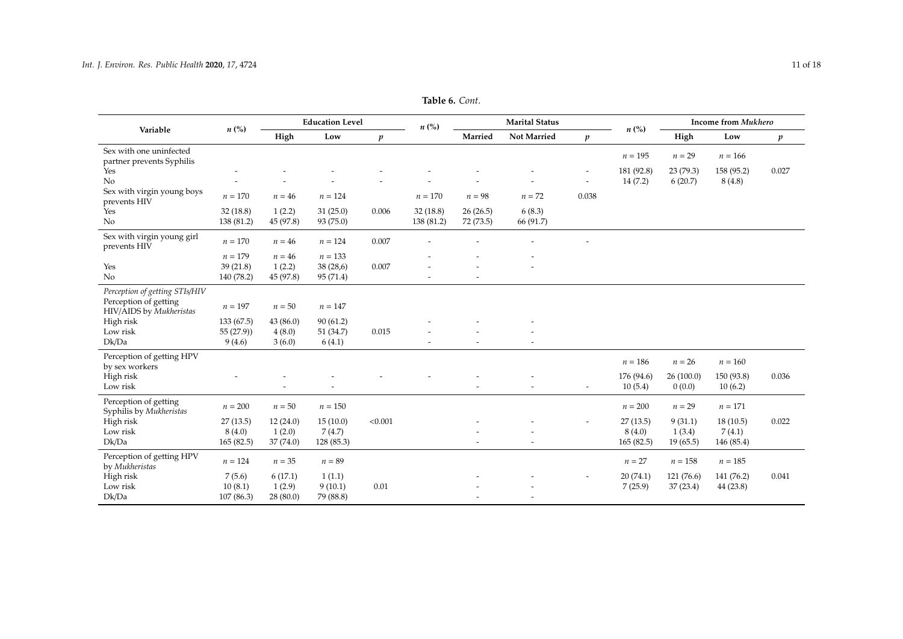**Table 6.** *Cont.*

| Variable | n (%) | Education Level | | | n (%) | Marital Status | | | n (%) | Income from *Mukhero* | | |
|---|---|---|---|---|---|---|---|---|---|---|---|---|
| | | High | Low | *p* | | Married | Not Married | *p* | | High | Low | *p* |
| Sex with one uninfected partner prevents Syphilis | | | | | | | | | $n = 195$ | $n = 29$ | $n = 166$ | |
| Yes | - | - | - | - | - | - | - | - | 181 (92.8) | 23 (79.3) | 158 (95.2) | 0.027 |
| No | - | - | - | - | - | - | - | - | 14 (7.2) | 6 (20.7) | 8 (4.8) | |
| Sex with virgin young boys prevents HIV | $n = 170$ | $n = 46$ | $n = 124$ | | $n = 170$ | $n = 98$ | $n = 72$ | 0.038 | | | | |
| Yes | 32 (18.8) | 1 (2.2) | 31 (25.0) | 0.006 | 32 (18.8) | 26 (26.5) | 6 (8.3) | | | | | |
| No | 138 (81.2) | 45 (97.8) | 93 (75.0) | | 138 (81.2) | 72 (73.5) | 66 (91.7) | | | | | |
| Sex with virgin young girl prevents HIV | $n = 170$ | $n = 46$ | $n = 124$ | 0.007 | - | - | - | - | | | | |
| | $n = 179$ | $n = 46$ | $n = 133$ | | - | - | - | | | | | |
| Yes | 39 (21.8) | 1 (2.2) | 38 (28,6) | 0.007 | - | - | - | | | | | |
| No | 140 (78.2) | 45 (97.8) | 95 (71.4) | | - | - | | | | | | |
| *Perception of getting STIs/HIV* | | | | | | | | | | | | |
| Perception of getting HIV/AIDS by *Mukheristas* | $n = 197$ | $n = 50$ | $n = 147$ | | | | | | | | | |
| High risk | 133 (67.5) | 43 (86.0) | 90 (61.2) | | - | - | - | | | | | |
| Low risk | 55 (27.9)) | 4 (8.0) | 51 (34.7) | 0.015 | - | - | - | | | | | |
| Dk/Da | 9 (4.6) | 3 (6.0) | 6 (4.1) | | - | - | - | | | | | |
| Perception of getting HPV by sex workers | | | | | | | | | $n = 186$ | $n = 26$ | $n = 160$ | |
| High risk | - | - | - | - | - | - | - | | 176 (94.6) | 26 (100.0) | 150 (93.8) | 0.036 |
| Low risk | | - | - | | | - | - | - | 10 (5.4) | 0 (0.0) | 10 (6.2) | |
| Perception of getting Syphilis by *Mukheristas* | $n = 200$ | $n = 50$ | $n = 150$ | | | | | | $n = 200$ | $n = 29$ | $n = 171$ | |
| High risk | 27 (13.5) | 12 (24.0) | 15 (10.0) | <0.001 | | - | - | - | 27 (13.5) | 9 (31.1) | 18 (10.5) | 0.022 |
| Low risk | 8 (4.0) | 1 (2.0) | 7 (4.7) | | | - | - | | 8 (4.0) | 1 (3.4) | 7 (4.1) | |
| Dk/Da | 165 (82.5) | 37 (74.0) | 128 (85.3) | | | - | - | | 165 (82.5) | 19 (65.5) | 146 (85.4) | |
| Perception of getting HPV by *Mukheristas* | $n = 124$ | $n = 35$ | $n = 89$ | | | | | | $n = 27$ | $n = 158$ | $n = 185$ | |
| High risk | 7 (5.6) | 6 (17.1) | 1 (1.1) | | | - | - | - | 20 (74.1) | 121 (76.6) | 141 (76.2) | 0.041 |
| Low risk | 10 (8.1) | 1 (2.9) | 9 (10.1) | 0.01 | | - | - | | 7 (25.9) | 37 (23.4) | 44 (23.8) | |
| Dk/Da | 107 (86.3) | 28 (80.0) | 79 (88.8) | | | - | - | | | | | |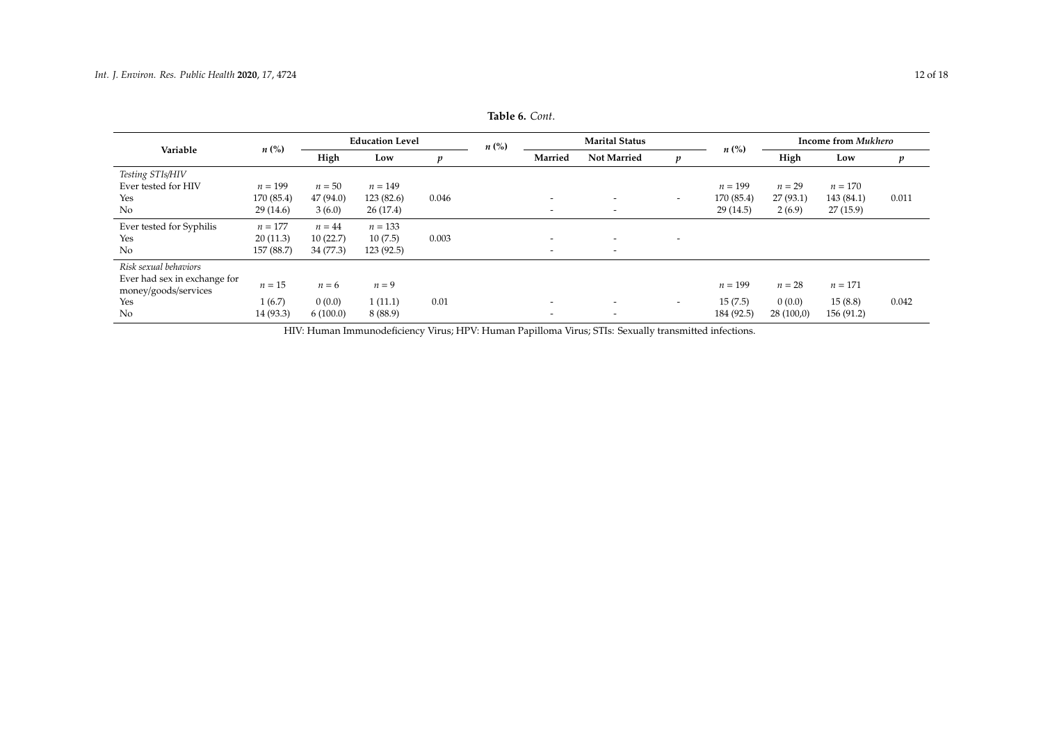**Table 6.** *Cont.*

| Variable | n (%) | Education Level | | | n (%) | Marital Status | | | n (%) | Income from *Mukhero* | | |
|---|---|---|---|---|---|---|---|---|---|---|---|---|
| | | High | Low | p | | Married | Not Married | p | | High | Low | p |
| *Testing STIs/HIV* | | | | | | | | | | | | |
| Ever tested for HIV | n = 199 | n = 50 | n = 149 | | | | | | n = 199 | n = 29 | n = 170 | |
| Yes | 170 (85.4) | 47 (94.0) | 123 (82.6) | 0.046 | | - | - | - | 170 (85.4) | 27 (93.1) | 143 (84.1) | 0.011 |
| No | 29 (14.6) | 3 (6.0) | 26 (17.4) | | | - | - | | 29 (14.5) | 2 (6.9) | 27 (15.9) | |
| Ever tested for Syphilis | n = 177 | n = 44 | n = 133 | | | | | | | | | |
| Yes | 20 (11.3) | 10 (22.7) | 10 (7.5) | 0.003 | | - | - | - | | | | |
| No | 157 (88.7) | 34 (77.3) | 123 (92.5) | | | - | - | | | | | |
| *Risk sexual behaviors* | | | | | | | | | | | | |
| Ever had sex in exchange for money/goods/services | n = 15 | n = 6 | n = 9 | | | | | | n = 199 | n = 28 | n = 171 | |
| Yes | 1 (6.7) | 0 (0.0) | 1 (11.1) | 0.01 | | - | - | - | 15 (7.5) | 0 (0.0) | 15 (8.8) | 0.042 |
| No | 14 (93.3) | 6 (100.0) | 8 (88.9) | | | - | - | | 184 (92.5) | 28 (100,0) | 156 (91.2) | |

HIV: Human Immunodeficiency Virus; HPV: Human Papilloma Virus; STIs: Sexually transmitted infections.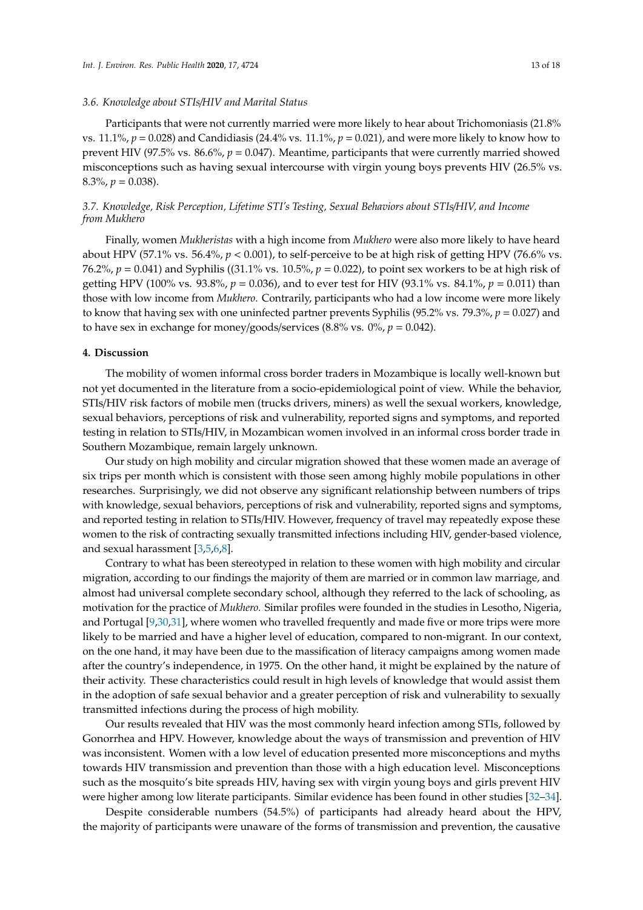### 3.6. Knowledge about STIs/HIV and Marital Status

Participants that were not currently married were more likely to hear about Trichomoniasis (21.8% vs. 11.1%, $p = 0.028$) and Candidiasis (24.4% vs. 11.1%, $p = 0.021$), and were more likely to know how to prevent HIV (97.5% vs. 86.6%, $p = 0.047$). Meantime, participants that were currently married showed misconceptions such as having sexual intercourse with virgin young boys prevents HIV (26.5% vs. 8.3%, $p = 0.038$).

### 3.7. Knowledge, Risk Perception, Lifetime STI's Testing, Sexual Behaviors about STIs/HIV, and Income from *Mukhero*

Finally, women *Mukheristas* with a high income from *Mukhero* were also more likely to have heard about HPV (57.1% vs. 56.4%, $p < 0.001$), to self-perceive to be at high risk of getting HPV (76.6% vs. 76.2%, $p = 0.041$) and Syphilis ((31.1% vs. 10.5%, $p = 0.022$), to point sex workers to be at high risk of getting HPV (100% vs. 93.8%, $p = 0.036$), and to ever test for HIV (93.1% vs. 84.1%, $p = 0.011$) than those with low income from *Mukhero*. Contrarily, participants who had a low income were more likely to know that having sex with one uninfected partner prevents Syphilis (95.2% vs. 79.3%, $p = 0.027$) and to have sex in exchange for money/goods/services (8.8% vs. 0%, $p = 0.042$).

## 4. Discussion

The mobility of women informal cross border traders in Mozambique is locally well-known but not yet documented in the literature from a socio-epidemiological point of view. While the behavior, STIs/HIV risk factors of mobile men (trucks drivers, miners) as well the sexual workers, knowledge, sexual behaviors, perceptions of risk and vulnerability, reported signs and symptoms, and reported testing in relation to STIs/HIV, in Mozambican women involved in an informal cross border trade in Southern Mozambique, remain largely unknown.

Our study on high mobility and circular migration showed that these women made an average of six trips per month which is consistent with those seen among highly mobile populations in other researches. Surprisingly, we did not observe any significant relationship between numbers of trips with knowledge, sexual behaviors, perceptions of risk and vulnerability, reported signs and symptoms, and reported testing in relation to STIs/HIV. However, frequency of travel may repeatedly expose these women to the risk of contracting sexually transmitted infections including HIV, gender-based violence, and sexual harassment [3,5,6,8].

Contrary to what has been stereotyped in relation to these women with high mobility and circular migration, according to our findings the majority of them are married or in common law marriage, and almost had universal complete secondary school, although they referred to the lack of schooling, as motivation for the practice of *Mukhero.* Similar profiles were founded in the studies in Lesotho, Nigeria, and Portugal [9,30,31], where women who travelled frequently and made five or more trips were more likely to be married and have a higher level of education, compared to non-migrant. In our context, on the one hand, it may have been due to the massification of literacy campaigns among women made after the country's independence, in 1975. On the other hand, it might be explained by the nature of their activity. These characteristics could result in high levels of knowledge that would assist them in the adoption of safe sexual behavior and a greater perception of risk and vulnerability to sexually transmitted infections during the process of high mobility.

Our results revealed that HIV was the most commonly heard infection among STIs, followed by Gonorrhea and HPV. However, knowledge about the ways of transmission and prevention of HIV was inconsistent. Women with a low level of education presented more misconceptions and myths towards HIV transmission and prevention than those with a high education level. Misconceptions such as the mosquito's bite spreads HIV, having sex with virgin young boys and girls prevent HIV were higher among low literate participants. Similar evidence has been found in other studies [32–34].

Despite considerable numbers (54.5%) of participants had already heard about the HPV, the majority of participants were unaware of the forms of transmission and prevention, the causative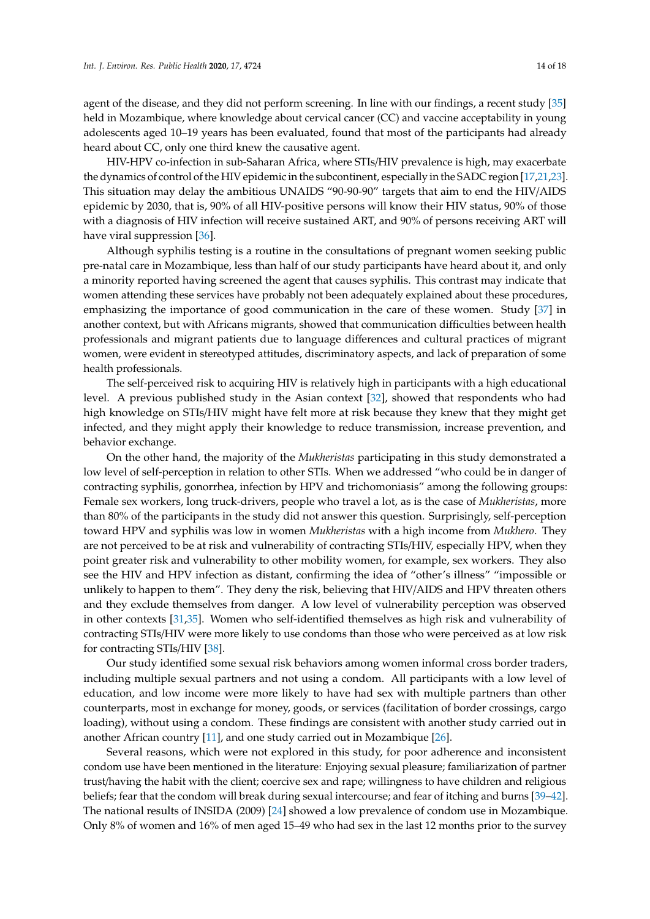agent of the disease, and they did not perform screening. In line with our findings, a recent study [35] held in Mozambique, where knowledge about cervical cancer (CC) and vaccine acceptability in young adolescents aged 10–19 years has been evaluated, found that most of the participants had already heard about CC, only one third knew the causative agent.

HIV-HPV co-infection in sub-Saharan Africa, where STIs/HIV prevalence is high, may exacerbate the dynamics of control of the HIV epidemic in the subcontinent, especially in the SADC region [17,21,23]. This situation may delay the ambitious UNAIDS "90-90-90" targets that aim to end the HIV/AIDS epidemic by 2030, that is, 90% of all HIV-positive persons will know their HIV status, 90% of those with a diagnosis of HIV infection will receive sustained ART, and 90% of persons receiving ART will have viral suppression [36].

Although syphilis testing is a routine in the consultations of pregnant women seeking public pre-natal care in Mozambique, less than half of our study participants have heard about it, and only a minority reported having screened the agent that causes syphilis. This contrast may indicate that women attending these services have probably not been adequately explained about these procedures, emphasizing the importance of good communication in the care of these women. Study [37] in another context, but with Africans migrants, showed that communication difficulties between health professionals and migrant patients due to language differences and cultural practices of migrant women, were evident in stereotyped attitudes, discriminatory aspects, and lack of preparation of some health professionals.

The self-perceived risk to acquiring HIV is relatively high in participants with a high educational level. A previous published study in the Asian context [32], showed that respondents who had high knowledge on STIs/HIV might have felt more at risk because they knew that they might get infected, and they might apply their knowledge to reduce transmission, increase prevention, and behavior exchange.

On the other hand, the majority of the *Mukheristas* participating in this study demonstrated a low level of self-perception in relation to other STIs. When we addressed "who could be in danger of contracting syphilis, gonorrhea, infection by HPV and trichomoniasis" among the following groups: Female sex workers, long truck-drivers, people who travel a lot, as is the case of *Mukheristas*, more than 80% of the participants in the study did not answer this question. Surprisingly, self-perception toward HPV and syphilis was low in women *Mukheristas* with a high income from *Mukhero*. They are not perceived to be at risk and vulnerability of contracting STIs/HIV, especially HPV, when they point greater risk and vulnerability to other mobility women, for example, sex workers. They also see the HIV and HPV infection as distant, confirming the idea of "other's illness" "impossible or unlikely to happen to them". They deny the risk, believing that HIV/AIDS and HPV threaten others and they exclude themselves from danger. A low level of vulnerability perception was observed in other contexts [31,35]. Women who self-identified themselves as high risk and vulnerability of contracting STIs/HIV were more likely to use condoms than those who were perceived as at low risk for contracting STIs/HIV [38].

Our study identified some sexual risk behaviors among women informal cross border traders, including multiple sexual partners and not using a condom. All participants with a low level of education, and low income were more likely to have had sex with multiple partners than other counterparts, most in exchange for money, goods, or services (facilitation of border crossings, cargo loading), without using a condom. These findings are consistent with another study carried out in another African country [11], and one study carried out in Mozambique [26].

Several reasons, which were not explored in this study, for poor adherence and inconsistent condom use have been mentioned in the literature: Enjoying sexual pleasure; familiarization of partner trust/having the habit with the client; coercive sex and rape; willingness to have children and religious beliefs; fear that the condom will break during sexual intercourse; and fear of itching and burns [39–42]. The national results of INSIDA (2009) [24] showed a low prevalence of condom use in Mozambique. Only 8% of women and 16% of men aged 15–49 who had sex in the last 12 months prior to the survey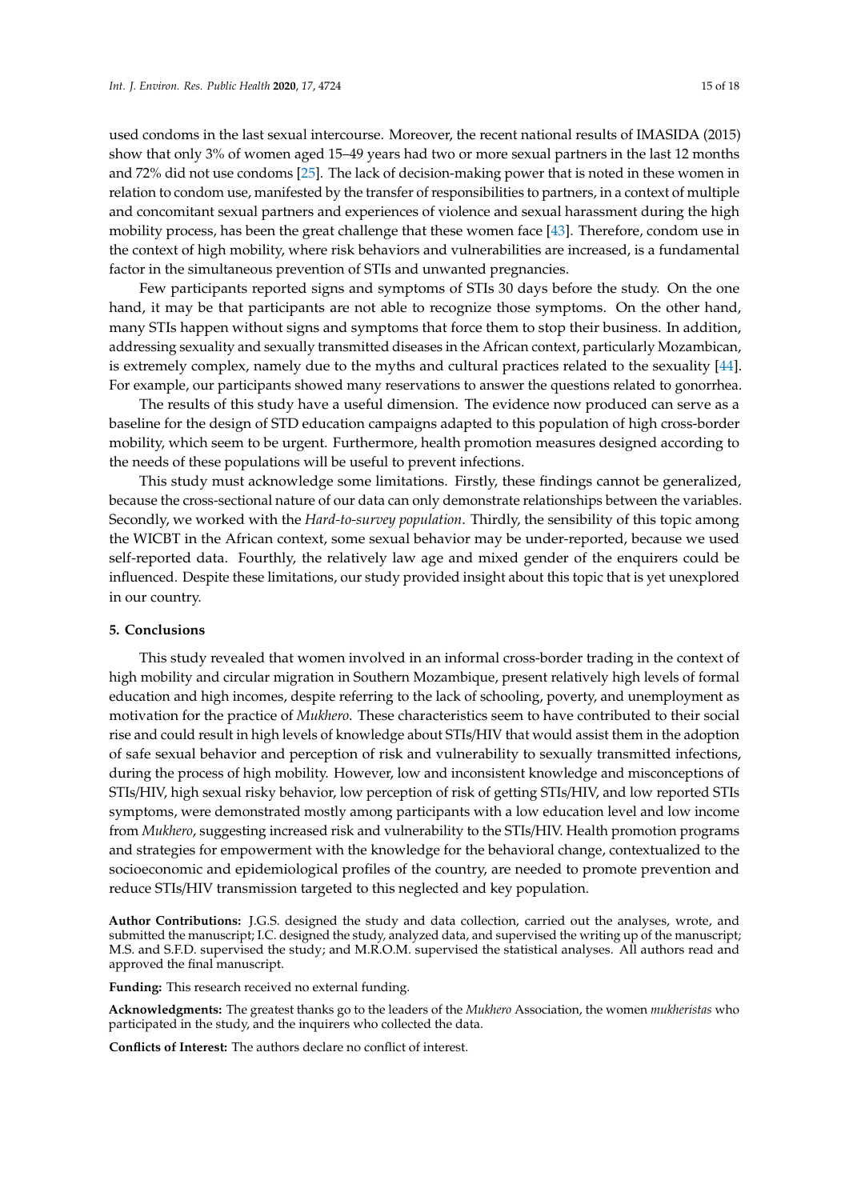used condoms in the last sexual intercourse. Moreover, the recent national results of IMASIDA (2015) show that only 3% of women aged 15–49 years had two or more sexual partners in the last 12 months and 72% did not use condoms [25]. The lack of decision-making power that is noted in these women in relation to condom use, manifested by the transfer of responsibilities to partners, in a context of multiple and concomitant sexual partners and experiences of violence and sexual harassment during the high mobility process, has been the great challenge that these women face [43]. Therefore, condom use in the context of high mobility, where risk behaviors and vulnerabilities are increased, is a fundamental factor in the simultaneous prevention of STIs and unwanted pregnancies.

Few participants reported signs and symptoms of STIs 30 days before the study. On the one hand, it may be that participants are not able to recognize those symptoms. On the other hand, many STIs happen without signs and symptoms that force them to stop their business. In addition, addressing sexuality and sexually transmitted diseases in the African context, particularly Mozambican, is extremely complex, namely due to the myths and cultural practices related to the sexuality [44]. For example, our participants showed many reservations to answer the questions related to gonorrhea.

The results of this study have a useful dimension. The evidence now produced can serve as a baseline for the design of STD education campaigns adapted to this population of high cross-border mobility, which seem to be urgent. Furthermore, health promotion measures designed according to the needs of these populations will be useful to prevent infections.

This study must acknowledge some limitations. Firstly, these findings cannot be generalized, because the cross-sectional nature of our data can only demonstrate relationships between the variables. Secondly, we worked with the *Hard-to-survey population*. Thirdly, the sensibility of this topic among the WICBT in the African context, some sexual behavior may be under-reported, because we used self-reported data. Fourthly, the relatively law age and mixed gender of the enquirers could be influenced. Despite these limitations, our study provided insight about this topic that is yet unexplored in our country.

## 5. Conclusions

This study revealed that women involved in an informal cross-border trading in the context of high mobility and circular migration in Southern Mozambique, present relatively high levels of formal education and high incomes, despite referring to the lack of schooling, poverty, and unemployment as motivation for the practice of *Mukhero*. These characteristics seem to have contributed to their social rise and could result in high levels of knowledge about STIs/HIV that would assist them in the adoption of safe sexual behavior and perception of risk and vulnerability to sexually transmitted infections, during the process of high mobility. However, low and inconsistent knowledge and misconceptions of STIs/HIV, high sexual risky behavior, low perception of risk of getting STIs/HIV, and low reported STIs symptoms, were demonstrated mostly among participants with a low education level and low income from *Mukhero*, suggesting increased risk and vulnerability to the STIs/HIV. Health promotion programs and strategies for empowerment with the knowledge for the behavioral change, contextualized to the socioeconomic and epidemiological profiles of the country, are needed to promote prevention and reduce STIs/HIV transmission targeted to this neglected and key population.

**Author Contributions:** J.G.S. designed the study and data collection, carried out the analyses, wrote, and submitted the manuscript; I.C. designed the study, analyzed data, and supervised the writing up of the manuscript; M.S. and S.F.D. supervised the study; and M.R.O.M. supervised the statistical analyses. All authors read and approved the final manuscript.

**Funding:** This research received no external funding.

**Acknowledgments:** The greatest thanks go to the leaders of the *Mukhero* Association, the women *mukheristas* who participated in the study, and the inquirers who collected the data.

**Conflicts of Interest:** The authors declare no conflict of interest.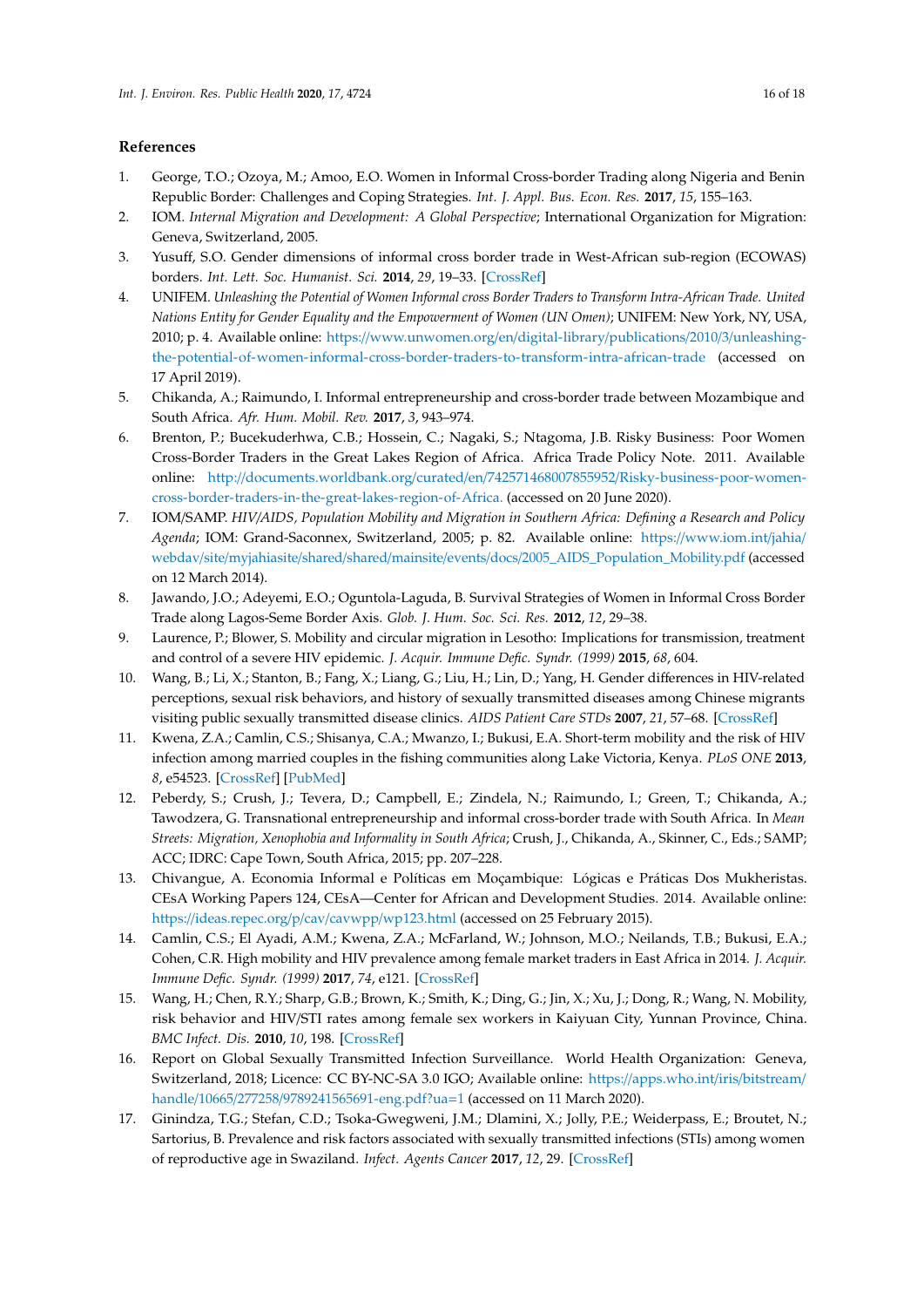## References

1. George, T.O.; Ozoya, M.; Amoo, E.O. Women in Informal Cross-border Trading along Nigeria and Benin Republic Border: Challenges and Coping Strategies. *Int. J. Appl. Bus. Econ. Res.* **2017**, *15*, 155–163.
2. IOM. *Internal Migration and Development: A Global Perspective*; International Organization for Migration: Geneva, Switzerland, 2005.
3. Yusuff, S.O. Gender dimensions of informal cross border trade in West-African sub-region (ECOWAS) borders. *Int. Lett. Soc. Humanist. Sci.* **2014**, *29*, 19–33. [CrossRef]
4. UNIFEM. *Unleashing the Potential of Women Informal cross Border Traders to Transform Intra-African Trade. United Nations Entity for Gender Equality and the Empowerment of Women (UN Omen)*; UNIFEM: New York, NY, USA, 2010; p. 4. Available online: https://www.unwomen.org/en/digital-library/publications/2010/3/unleashing-the-potential-of-women-informal-cross-border-traders-to-transform-intra-african-trade (accessed on 17 April 2019).
5. Chikanda, A.; Raimundo, I. Informal entrepreneurship and cross-border trade between Mozambique and South Africa. *Afr. Hum. Mobil. Rev.* **2017**, *3*, 943–974.
6. Brenton, P.; Bucekuderhwa, C.B.; Hossein, C.; Nagaki, S.; Ntagoma, J.B. Risky Business: Poor Women Cross-Border Traders in the Great Lakes Region of Africa. Africa Trade Policy Note. 2011. Available online: http://documents.worldbank.org/curated/en/742571468007855952/Risky-business-poor-women-cross-border-traders-in-the-great-lakes-region-of-Africa. (accessed on 20 June 2020).
7. IOM/SAMP. *HIV/AIDS, Population Mobility and Migration in Southern Africa: Defining a Research and Policy Agenda*; IOM: Grand-Saconnex, Switzerland, 2005; p. 82. Available online: https://www.iom.int/jahia/webdav/site/myjahiasite/shared/shared/mainsite/events/docs/2005_AIDS_Population_Mobility.pdf (accessed on 12 March 2014).
8. Jawando, J.O.; Adeyemi, E.O.; Oguntola-Laguda, B. Survival Strategies of Women in Informal Cross Border Trade along Lagos-Seme Border Axis. *Glob. J. Hum. Soc. Sci. Res.* **2012**, *12*, 29–38.
9. Laurence, P.; Blower, S. Mobility and circular migration in Lesotho: Implications for transmission, treatment and control of a severe HIV epidemic. *J. Acquir. Immune Defic. Syndr. (1999)* **2015**, *68*, 604.
10. Wang, B.; Li, X.; Stanton, B.; Fang, X.; Liang, G.; Liu, H.; Lin, D.; Yang, H. Gender differences in HIV-related perceptions, sexual risk behaviors, and history of sexually transmitted diseases among Chinese migrants visiting public sexually transmitted disease clinics. *AIDS Patient Care STDs* **2007**, *21*, 57–68. [CrossRef]
11. Kwena, Z.A.; Camlin, C.S.; Shisanya, C.A.; Mwanzo, I.; Bukusi, E.A. Short-term mobility and the risk of HIV infection among married couples in the fishing communities along Lake Victoria, Kenya. *PLoS ONE* **2013**, *8*, e54523. [CrossRef] [PubMed]
12. Peberdy, S.; Crush, J.; Tevera, D.; Campbell, E.; Zindela, N.; Raimundo, I.; Green, T.; Chikanda, A.; Tawodzera, G. Transnational entrepreneurship and informal cross-border trade with South Africa. In *Mean Streets: Migration, Xenophobia and Informality in South Africa*; Crush, J., Chikanda, A., Skinner, C., Eds.; SAMP; ACC; IDRC: Cape Town, South Africa, 2015; pp. 207–228.
13. Chivangue, A. Economia Informal e Políticas em Moçambique: Lógicas e Práticas Dos Mukheristas. CEsA Working Papers 124, CEsA—Center for African and Development Studies. 2014. Available online: https://ideas.repec.org/p/cav/cavwpp/wp123.html (accessed on 25 February 2015).
14. Camlin, C.S.; El Ayadi, A.M.; Kwena, Z.A.; McFarland, W.; Johnson, M.O.; Neilands, T.B.; Bukusi, E.A.; Cohen, C.R. High mobility and HIV prevalence among female market traders in East Africa in 2014. *J. Acquir. Immune Defic. Syndr. (1999)* **2017**, *74*, e121. [CrossRef]
15. Wang, H.; Chen, R.Y.; Sharp, G.B.; Brown, K.; Smith, K.; Ding, G.; Jin, X.; Xu, J.; Dong, R.; Wang, N. Mobility, risk behavior and HIV/STI rates among female sex workers in Kaiyuan City, Yunnan Province, China. *BMC Infect. Dis.* **2010**, *10*, 198. [CrossRef]
16. Report on Global Sexually Transmitted Infection Surveillance. World Health Organization: Geneva, Switzerland, 2018; Licence: CC BY-NC-SA 3.0 IGO; Available online: https://apps.who.int/iris/bitstream/handle/10665/277258/9789241565691-eng.pdf?ua=1 (accessed on 11 March 2020).
17. Ginindza, T.G.; Stefan, C.D.; Tsoka-Gwegweni, J.M.; Dlamini, X.; Jolly, P.E.; Weiderpass, E.; Broutet, N.; Sartorius, B. Prevalence and risk factors associated with sexually transmitted infections (STIs) among women of reproductive age in Swaziland. *Infect. Agents Cancer* **2017**, *12*, 29. [CrossRef]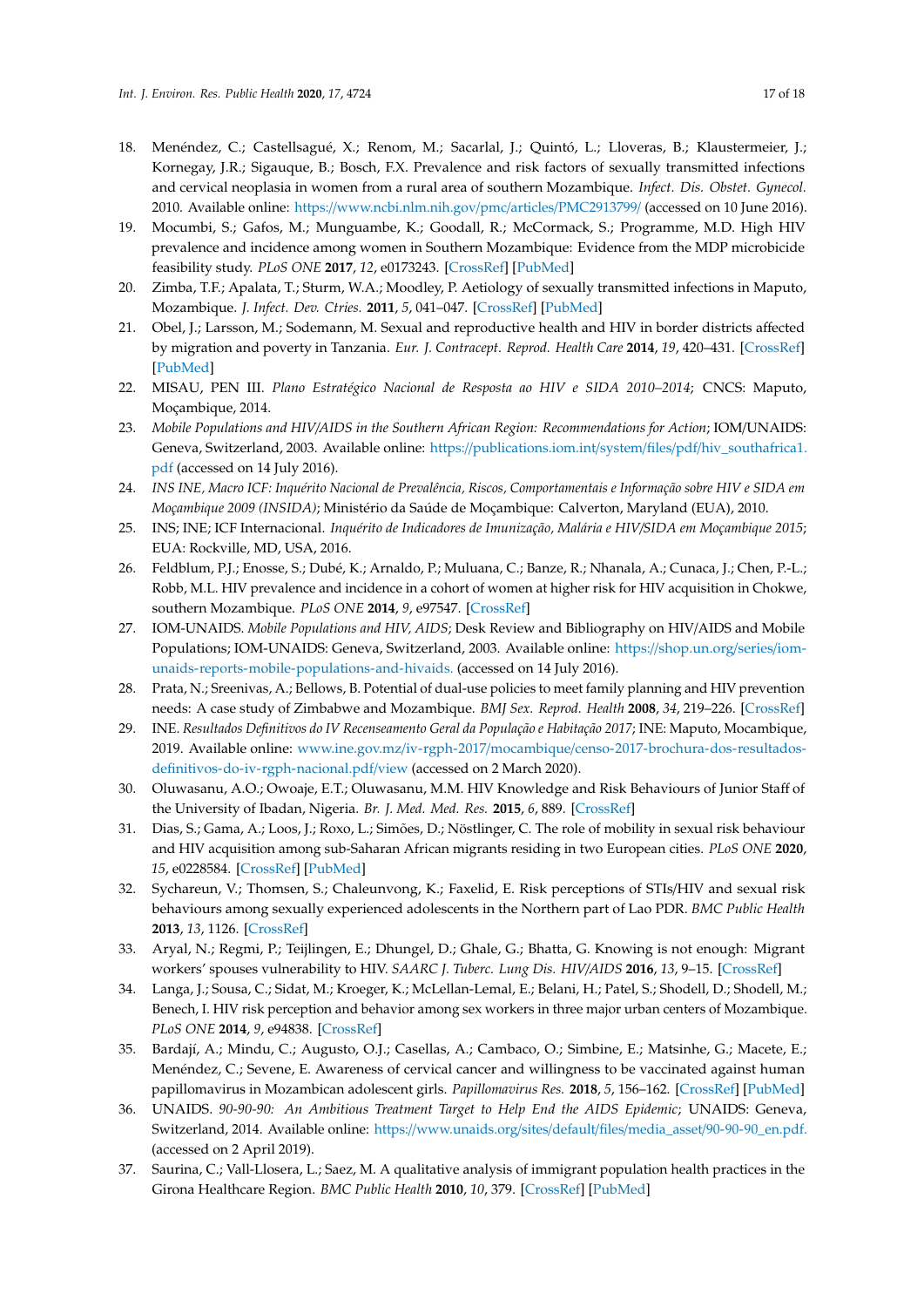18. Menéndez, C.; Castellsagué, X.; Renom, M.; Sacarlal, J.; Quintó, L.; Lloveras, B.; Klaustermeier, J.; Kornegay, J.R.; Sigauque, B.; Bosch, F.X. Prevalence and risk factors of sexually transmitted infections and cervical neoplasia in women from a rural area of southern Mozambique. *Infect. Dis. Obstet. Gynecol.* 2010. Available online: https://www.ncbi.nlm.nih.gov/pmc/articles/PMC2913799/ (accessed on 10 June 2016).
19. Mocumbi, S.; Gafos, M.; Munguambe, K.; Goodall, R.; McCormack, S.; Programme, M.D. High HIV prevalence and incidence among women in Southern Mozambique: Evidence from the MDP microbicide feasibility study. *PLoS ONE* **2017**, *12*, e0173243. [CrossRef] [PubMed]
20. Zimba, T.F.; Apalata, T.; Sturm, W.A.; Moodley, P. Aetiology of sexually transmitted infections in Maputo, Mozambique. *J. Infect. Dev. Ctries.* **2011**, *5*, 041–047. [CrossRef] [PubMed]
21. Obel, J.; Larsson, M.; Sodemann, M. Sexual and reproductive health and HIV in border districts affected by migration and poverty in Tanzania. *Eur. J. Contracept. Reprod. Health Care* **2014**, *19*, 420–431. [CrossRef] [PubMed]
22. MISAU, PEN III. *Plano Estratégico Nacional de Resposta ao HIV e SIDA 2010–2014*; CNCS: Maputo, Moçambique, 2014.
23. *Mobile Populations and HIV/AIDS in the Southern African Region: Recommendations for Action*; IOM/UNAIDS: Geneva, Switzerland, 2003. Available online: https://publications.iom.int/system/files/pdf/hiv_southafrica1.pdf (accessed on 14 July 2016).
24. *INS INE, Macro ICF: Inquérito Nacional de Prevalência, Riscos, Comportamentais e Informação sobre HIV e SIDA em Moçambique 2009 (INSIDA)*; Ministério da Saúde de Moçambique: Calverton, Maryland (EUA), 2010.
25. INS; INE; ICF Internacional. *Inquérito de Indicadores de Imunização, Malária e HIV/SIDA em Moçambique 2015*; EUA: Rockville, MD, USA, 2016.
26. Feldblum, P.J.; Enosse, S.; Dubé, K.; Arnaldo, P.; Muluana, C.; Banze, R.; Nhanala, A.; Cunaca, J.; Chen, P.-L.; Robb, M.L. HIV prevalence and incidence in a cohort of women at higher risk for HIV acquisition in Chokwe, southern Mozambique. *PLoS ONE* **2014**, *9*, e97547. [CrossRef]
27. IOM-UNAIDS. *Mobile Populations and HIV, AIDS*; Desk Review and Bibliography on HIV/AIDS and Mobile Populations; IOM-UNAIDS: Geneva, Switzerland, 2003. Available online: https://shop.un.org/series/iom-unaids-reports-mobile-populations-and-hivaids. (accessed on 14 July 2016).
28. Prata, N.; Sreenivas, A.; Bellows, B. Potential of dual-use policies to meet family planning and HIV prevention needs: A case study of Zimbabwe and Mozambique. *BMJ Sex. Reprod. Health* **2008**, *34*, 219–226. [CrossRef]
29. INE. *Resultados Definitivos do IV Recenseamento Geral da População e Habitação 2017*; INE: Maputo, Mocambique, 2019. Available online: www.ine.gov.mz/iv-rgph-2017/mocambique/censo-2017-brochura-dos-resultados-definitivos-do-iv-rgph-nacional.pdf/view (accessed on 2 March 2020).
30. Oluwasanu, A.O.; Owoaje, E.T.; Oluwasanu, M.M. HIV Knowledge and Risk Behaviours of Junior Staff of the University of Ibadan, Nigeria. *Br. J. Med. Med. Res.* **2015**, *6*, 889. [CrossRef]
31. Dias, S.; Gama, A.; Loos, J.; Roxo, L.; Simões, D.; Nöstlinger, C. The role of mobility in sexual risk behaviour and HIV acquisition among sub-Saharan African migrants residing in two European cities. *PLoS ONE* **2020**, *15*, e0228584. [CrossRef] [PubMed]
32. Sychareun, V.; Thomsen, S.; Chaleunvong, K.; Faxelid, E. Risk perceptions of STIs/HIV and sexual risk behaviours among sexually experienced adolescents in the Northern part of Lao PDR. *BMC Public Health* **2013**, *13*, 1126. [CrossRef]
33. Aryal, N.; Regmi, P.; Teijlingen, E.; Dhungel, D.; Ghale, G.; Bhatta, G. Knowing is not enough: Migrant workers' spouses vulnerability to HIV. *SAARC J. Tuberc. Lung Dis. HIV/AIDS* **2016**, *13*, 9–15. [CrossRef]
34. Langa, J.; Sousa, C.; Sidat, M.; Kroeger, K.; McLellan-Lemal, E.; Belani, H.; Patel, S.; Shodell, D.; Shodell, M.; Benech, I. HIV risk perception and behavior among sex workers in three major urban centers of Mozambique. *PLoS ONE* **2014**, *9*, e94838. [CrossRef]
35. Bardají, A.; Mindu, C.; Augusto, O.J.; Casellas, A.; Cambaco, O.; Simbine, E.; Matsinhe, G.; Macete, E.; Menéndez, C.; Sevene, E. Awareness of cervical cancer and willingness to be vaccinated against human papillomavirus in Mozambican adolescent girls. *Papillomavirus Res.* **2018**, *5*, 156–162. [CrossRef] [PubMed]
36. UNAIDS. *90-90-90: An Ambitious Treatment Target to Help End the AIDS Epidemic*; UNAIDS: Geneva, Switzerland, 2014. Available online: https://www.unaids.org/sites/default/files/media_asset/90-90-90_en.pdf. (accessed on 2 April 2019).
37. Saurina, C.; Vall-Llosera, L.; Saez, M. A qualitative analysis of immigrant population health practices in the Girona Healthcare Region. *BMC Public Health* **2010**, *10*, 379. [CrossRef] [PubMed]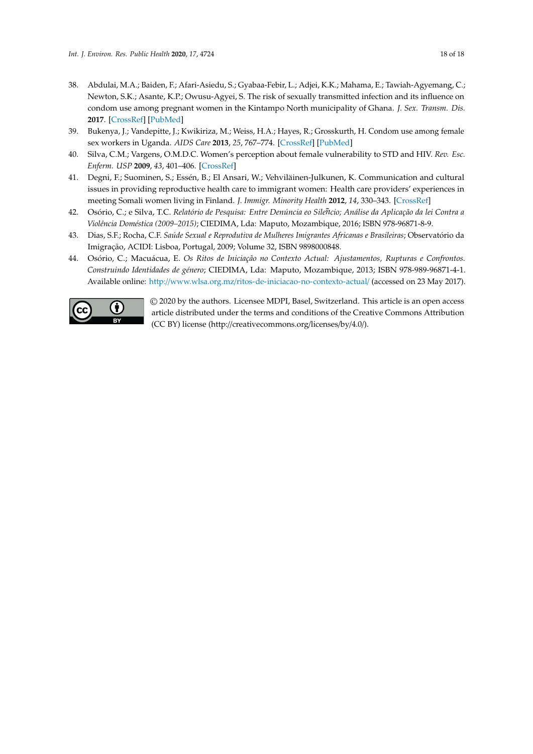38. Abdulai, M.A.; Baiden, F.; Afari-Asiedu, S.; Gyabaa-Febir, L.; Adjei, K.K.; Mahama, E.; Tawiah-Agyemang, C.; Newton, S.K.; Asante, K.P.; Owusu-Agyei, S. The risk of sexually transmitted infection and its influence on condom use among pregnant women in the Kintampo North municipality of Ghana. *J. Sex. Transm. Dis.* **2017**. [CrossRef] [PubMed]
39. Bukenya, J.; Vandepitte, J.; Kwikiriza, M.; Weiss, H.A.; Hayes, R.; Grosskurth, H. Condom use among female sex workers in Uganda. *AIDS Care* **2013**, *25*, 767–774. [CrossRef] [PubMed]
40. Silva, C.M.; Vargens, O.M.D.C. Women's perception about female vulnerability to STD and HIV. *Rev. Esc. Enferm. USP* **2009**, *43*, 401–406. [CrossRef]
41. Degni, F.; Suominen, S.; Essén, B.; El Ansari, W.; Vehviläinen-Julkunen, K. Communication and cultural issues in providing reproductive health care to immigrant women: Health care providers' experiences in meeting Somali women living in Finland. *J. Immigr. Minority Health* **2012**, *14*, 330–343. [CrossRef]
42. Osório, C.; e Silva, T.C. *Relatório de Pesquisa: Entre Denúncia eo Silẽncio; Análise da Aplicação da lei Contra a Violência Doméstica (2009–2015)*; CIEDIMA, Lda: Maputo, Mozambique, 2016; ISBN 978-96871-8-9.
43. Dias, S.F.; Rocha, C.F. *Saúde Sexual e Reprodutiva de Mulheres Imigrantes Africanas e Brasileiras*; Observatório da Imigração, ACIDI: Lisboa, Portugal, 2009; Volume 32, ISBN 9898000848.
44. Osório, C.; Macuácua, E. *Os Ritos de Iniciação no Contexto Actual: Ajustamentos, Rupturas e Confrontos. Construindo Identidades de género*; CIEDIMA, Lda: Maputo, Mozambique, 2013; ISBN 978-989-96871-4-1. Available online: http://www.wlsa.org.mz/ritos-de-iniciacao-no-contexto-actual/ (accessed on 23 May 2017).

© 2020 by the authors. Licensee MDPI, Basel, Switzerland. This article is an open access article distributed under the terms and conditions of the Creative Commons Attribution (CC BY) license (http://creativecommons.org/licenses/by/4.0/).